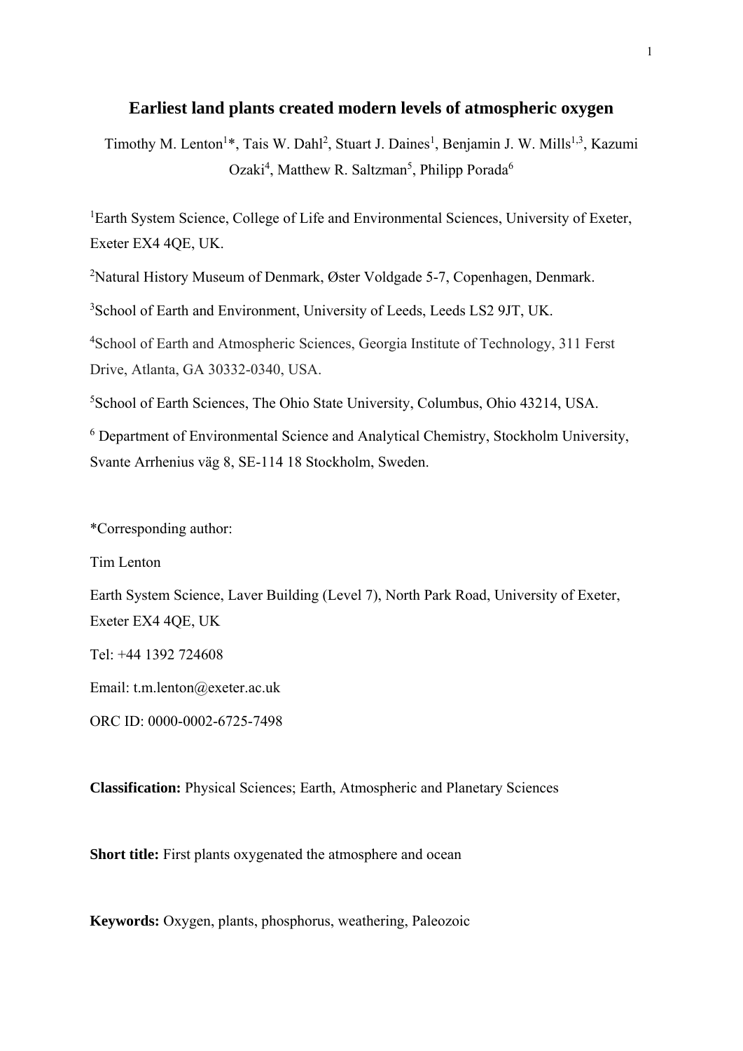# Earliest land plants created modern levels of atmospheric oxygen

Timothy M. Lenton[1]*, Tais W. Dahl[2], Stuart J. Daines[1], Benjamin J. W. Mills[1,3], Kazumi Ozaki[4], Matthew R. Saltzman[5], Philipp Porada[6]

[1]Earth System Science, College of Life and Environmental Sciences, University of Exeter, Exeter EX4 4QE, UK.

[2]Natural History Museum of Denmark, Øster Voldgade 5-7, Copenhagen, Denmark.

[3]School of Earth and Environment, University of Leeds, Leeds LS2 9JT, UK.

[4]School of Earth and Atmospheric Sciences, Georgia Institute of Technology, 311 Ferst Drive, Atlanta, GA 30332-0340, USA.

[5]School of Earth Sciences, The Ohio State University, Columbus, Ohio 43214, USA.

[6] Department of Environmental Science and Analytical Chemistry, Stockholm University, Svante Arrhenius väg 8, SE-114 18 Stockholm, Sweden.

*Corresponding author:

Tim Lenton

Earth System Science, Laver Building (Level 7), North Park Road, University of Exeter, Exeter EX4 4QE, UK

Tel: +44 1392 724608

Email: t.m.lenton@exeter.ac.uk

ORC ID: 0000-0002-6725-7498

**Classification:** Physical Sciences; Earth, Atmospheric and Planetary Sciences

**Short title:** First plants oxygenated the atmosphere and ocean

**Keywords:** Oxygen, plants, phosphorus, weathering, Paleozoic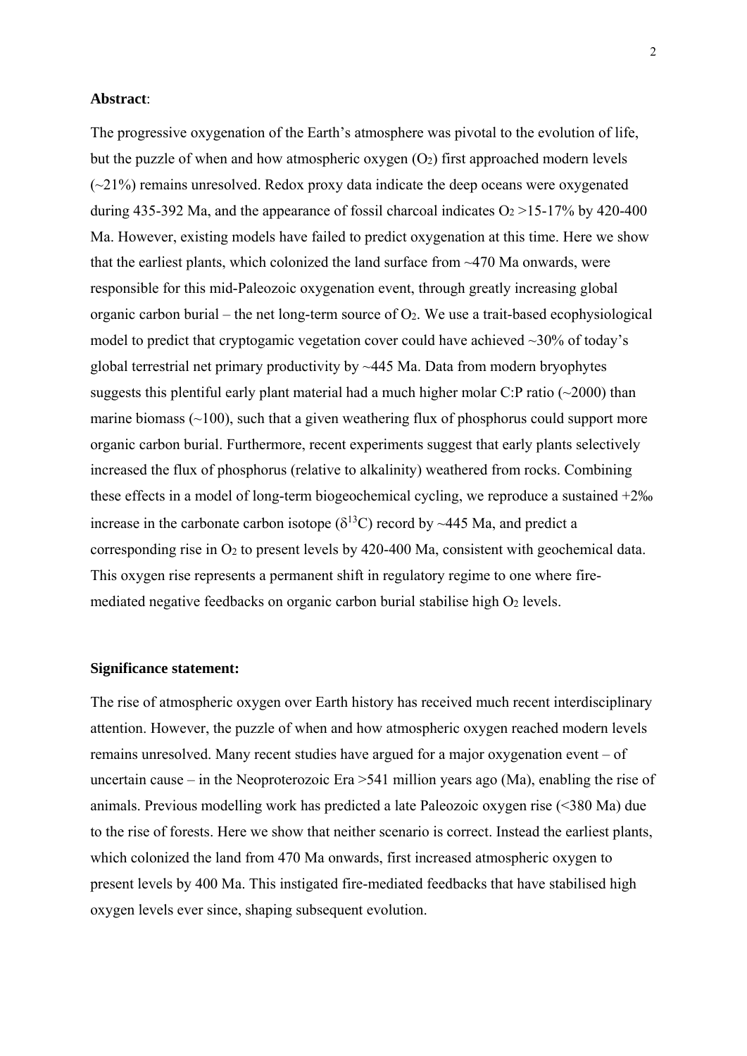**Abstract**:

The progressive oxygenation of the Earth's atmosphere was pivotal to the evolution of life, but the puzzle of when and how atmospheric oxygen ($O_2$) first approached modern levels (~21%) remains unresolved. Redox proxy data indicate the deep oceans were oxygenated during 435-392 Ma, and the appearance of fossil charcoal indicates $O_2$ >15-17% by 420-400 Ma. However, existing models have failed to predict oxygenation at this time. Here we show that the earliest plants, which colonized the land surface from ~470 Ma onwards, were responsible for this mid-Paleozoic oxygenation event, through greatly increasing global organic carbon burial – the net long-term source of $O_2$. We use a trait-based ecophysiological model to predict that cryptogamic vegetation cover could have achieved ~30% of today's global terrestrial net primary productivity by ~445 Ma. Data from modern bryophytes suggests this plentiful early plant material had a much higher molar C:P ratio (~2000) than marine biomass (~100), such that a given weathering flux of phosphorus could support more organic carbon burial. Furthermore, recent experiments suggest that early plants selectively increased the flux of phosphorus (relative to alkalinity) weathered from rocks. Combining these effects in a model of long-term biogeochemical cycling, we reproduce a sustained +2‰ increase in the carbonate carbon isotope ($\delta^{13}C$) record by ~445 Ma, and predict a corresponding rise in $O_2$ to present levels by 420-400 Ma, consistent with geochemical data. This oxygen rise represents a permanent shift in regulatory regime to one where fire-mediated negative feedbacks on organic carbon burial stabilise high $O_2$ levels.

**Significance statement:**

The rise of atmospheric oxygen over Earth history has received much recent interdisciplinary attention. However, the puzzle of when and how atmospheric oxygen reached modern levels remains unresolved. Many recent studies have argued for a major oxygenation event – of uncertain cause – in the Neoproterozoic Era >541 million years ago (Ma), enabling the rise of animals. Previous modelling work has predicted a late Paleozoic oxygen rise (<380 Ma) due to the rise of forests. Here we show that neither scenario is correct. Instead the earliest plants, which colonized the land from 470 Ma onwards, first increased atmospheric oxygen to present levels by 400 Ma. This instigated fire-mediated feedbacks that have stabilised high oxygen levels ever since, shaping subsequent evolution.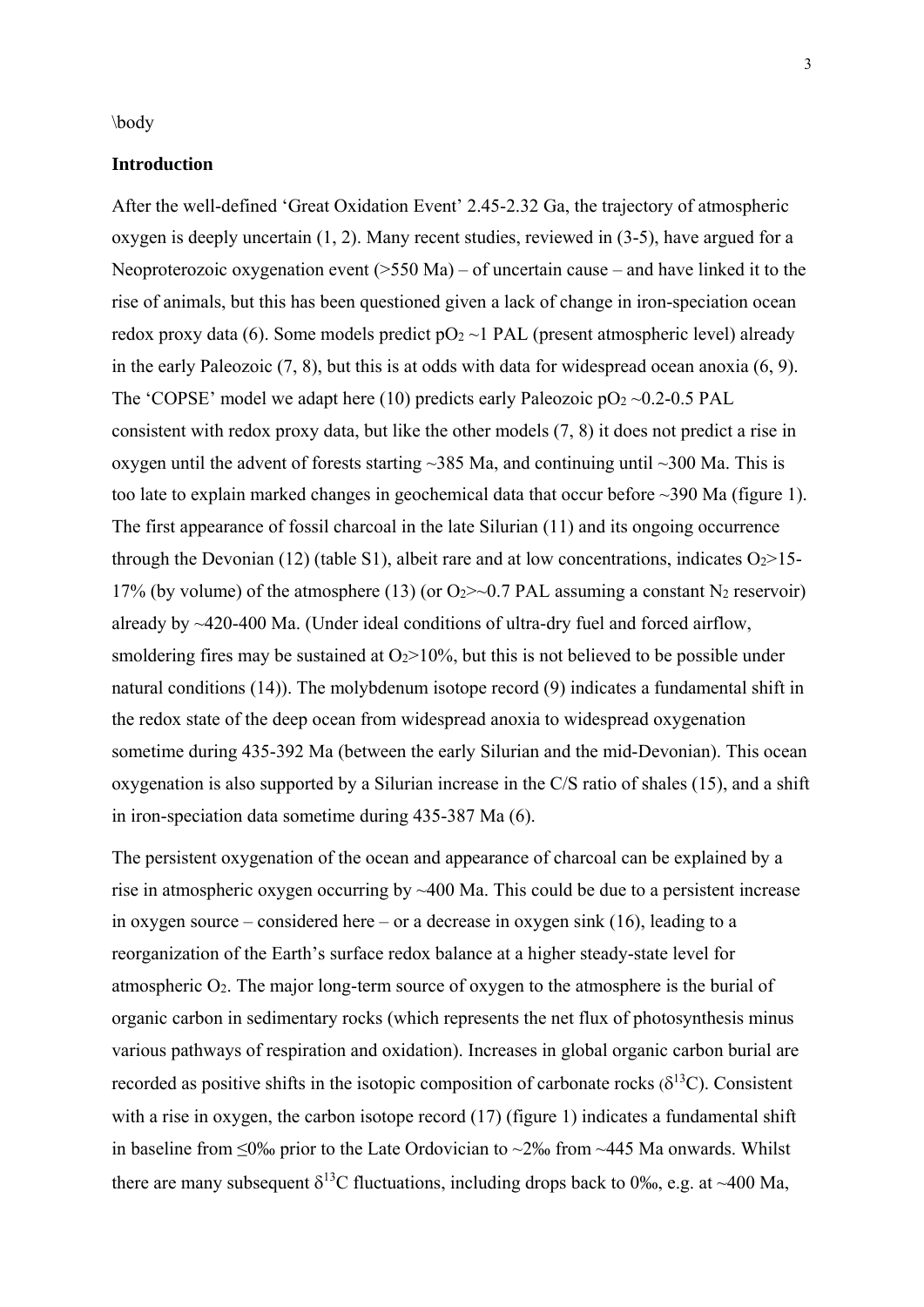\body

## Introduction

After the well-defined 'Great Oxidation Event' 2.45-2.32 Ga, the trajectory of atmospheric oxygen is deeply uncertain (1, 2). Many recent studies, reviewed in (3-5), have argued for a Neoproterozoic oxygenation event (>550 Ma) – of uncertain cause – and have linked it to the rise of animals, but this has been questioned given a lack of change in iron-speciation ocean redox proxy data (6). Some models predict $pO_2$ ~1 PAL (present atmospheric level) already in the early Paleozoic (7, 8), but this is at odds with data for widespread ocean anoxia (6, 9). The 'COPSE' model we adapt here (10) predicts early Paleozoic $pO_2$ ~0.2-0.5 PAL consistent with redox proxy data, but like the other models (7, 8) it does not predict a rise in oxygen until the advent of forests starting ~385 Ma, and continuing until ~300 Ma. This is too late to explain marked changes in geochemical data that occur before ~390 Ma (figure 1). The first appearance of fossil charcoal in the late Silurian (11) and its ongoing occurrence through the Devonian (12) (table S1), albeit rare and at low concentrations, indicates $O_2$>15-17% (by volume) of the atmosphere (13) (or $O_2$>~0.7 PAL assuming a constant $N_2$ reservoir) already by ~420-400 Ma. (Under ideal conditions of ultra-dry fuel and forced airflow, smoldering fires may be sustained at $O_2$>10%, but this is not believed to be possible under natural conditions (14)). The molybdenum isotope record (9) indicates a fundamental shift in the redox state of the deep ocean from widespread anoxia to widespread oxygenation sometime during 435-392 Ma (between the early Silurian and the mid-Devonian). This ocean oxygenation is also supported by a Silurian increase in the C/S ratio of shales (15), and a shift in iron-speciation data sometime during 435-387 Ma (6).

The persistent oxygenation of the ocean and appearance of charcoal can be explained by a rise in atmospheric oxygen occurring by ~400 Ma. This could be due to a persistent increase in oxygen source – considered here – or a decrease in oxygen sink (16), leading to a reorganization of the Earth's surface redox balance at a higher steady-state level for atmospheric $O_2$. The major long-term source of oxygen to the atmosphere is the burial of organic carbon in sedimentary rocks (which represents the net flux of photosynthesis minus various pathways of respiration and oxidation). Increases in global organic carbon burial are recorded as positive shifts in the isotopic composition of carbonate rocks ($\delta^{13}C$). Consistent with a rise in oxygen, the carbon isotope record (17) (figure 1) indicates a fundamental shift in baseline from ≤0‰ prior to the Late Ordovician to ~2‰ from ~445 Ma onwards. Whilst there are many subsequent $\delta^{13}C$ fluctuations, including drops back to 0‰, e.g. at ~400 Ma,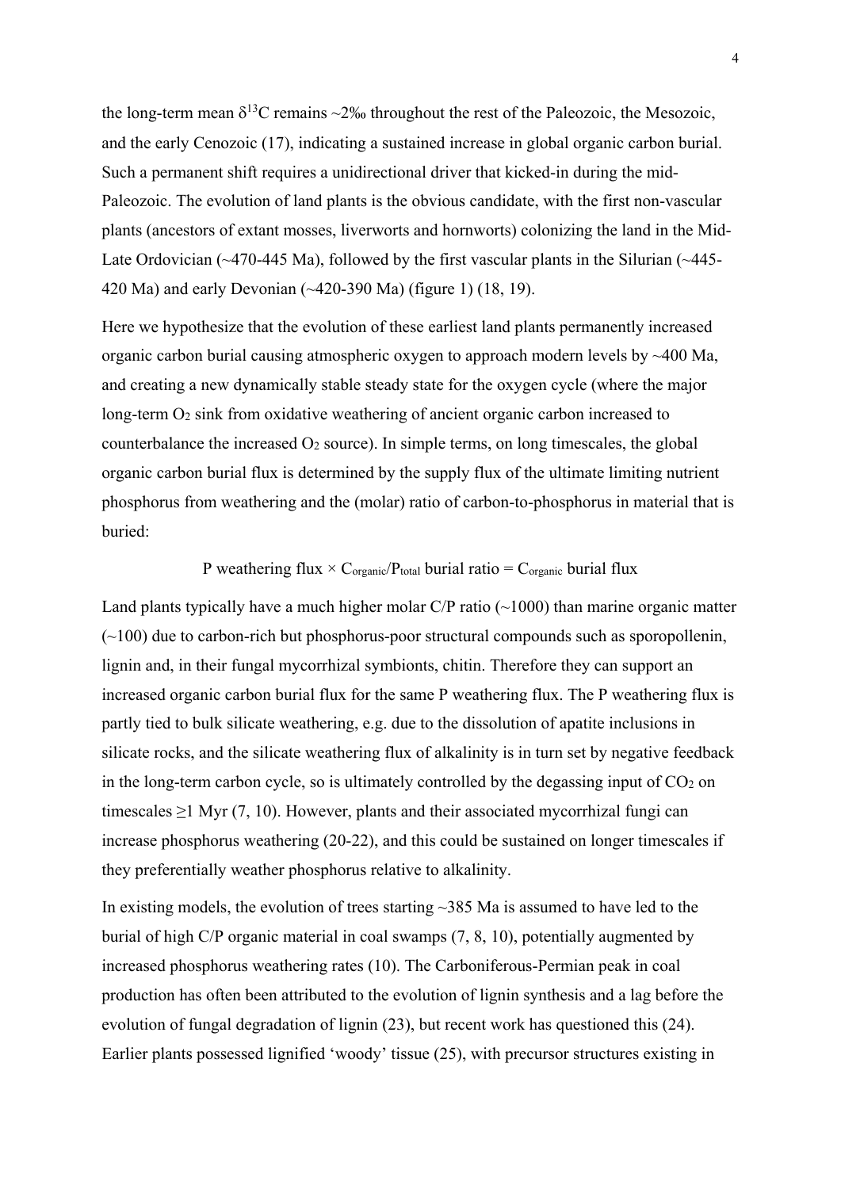the long-term mean $\delta^{13}C$ remains ~2‰ throughout the rest of the Paleozoic, the Mesozoic, and the early Cenozoic (17), indicating a sustained increase in global organic carbon burial. Such a permanent shift requires a unidirectional driver that kicked-in during the mid-Paleozoic. The evolution of land plants is the obvious candidate, with the first non-vascular plants (ancestors of extant mosses, liverworts and hornworts) colonizing the land in the Mid-Late Ordovician (~470-445 Ma), followed by the first vascular plants in the Silurian (~445-420 Ma) and early Devonian (~420-390 Ma) (figure 1) (18, 19).

Here we hypothesize that the evolution of these earliest land plants permanently increased organic carbon burial causing atmospheric oxygen to approach modern levels by ~400 Ma, and creating a new dynamically stable steady state for the oxygen cycle (where the major long-term $O_2$ sink from oxidative weathering of ancient organic carbon increased to counterbalance the increased $O_2$ source). In simple terms, on long timescales, the global organic carbon burial flux is determined by the supply flux of the ultimate limiting nutrient phosphorus from weathering and the (molar) ratio of carbon-to-phosphorus in material that is buried:

$$\text{P weathering flux} \times C_{organic}/P_{total} \text{ burial ratio} = C_{organic} \text{ burial flux}$$

Land plants typically have a much higher molar C/P ratio (~1000) than marine organic matter (~100) due to carbon-rich but phosphorus-poor structural compounds such as sporopollenin, lignin and, in their fungal mycorrhizal symbionts, chitin. Therefore they can support an increased organic carbon burial flux for the same P weathering flux. The P weathering flux is partly tied to bulk silicate weathering, e.g. due to the dissolution of apatite inclusions in silicate rocks, and the silicate weathering flux of alkalinity is in turn set by negative feedback in the long-term carbon cycle, so is ultimately controlled by the degassing input of $CO_2$ on timescales ≥1 Myr (7, 10). However, plants and their associated mycorrhizal fungi can increase phosphorus weathering (20-22), and this could be sustained on longer timescales if they preferentially weather phosphorus relative to alkalinity.

In existing models, the evolution of trees starting ~385 Ma is assumed to have led to the burial of high C/P organic material in coal swamps (7, 8, 10), potentially augmented by increased phosphorus weathering rates (10). The Carboniferous-Permian peak in coal production has often been attributed to the evolution of lignin synthesis and a lag before the evolution of fungal degradation of lignin (23), but recent work has questioned this (24). Earlier plants possessed lignified 'woody' tissue (25), with precursor structures existing in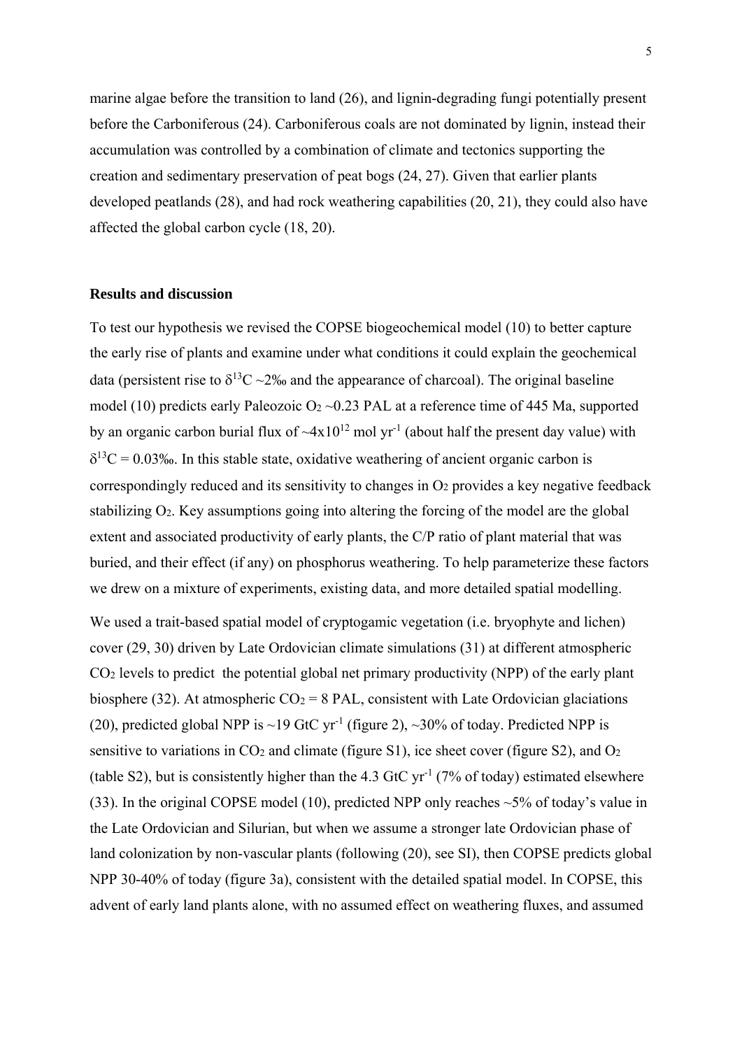marine algae before the transition to land (26), and lignin-degrading fungi potentially present before the Carboniferous (24). Carboniferous coals are not dominated by lignin, instead their accumulation was controlled by a combination of climate and tectonics supporting the creation and sedimentary preservation of peat bogs (24, 27). Given that earlier plants developed peatlands (28), and had rock weathering capabilities (20, 21), they could also have affected the global carbon cycle (18, 20).

## Results and discussion

To test our hypothesis we revised the COPSE biogeochemical model (10) to better capture the early rise of plants and examine under what conditions it could explain the geochemical data (persistent rise to $\delta^{13}C$ ~2‰ and the appearance of charcoal). The original baseline model (10) predicts early Paleozoic $O_2$ ~0.23 PAL at a reference time of 445 Ma, supported by an organic carbon burial flux of ~$4 \times 10^{12}$ mol $yr^{-1}$ (about half the present day value) with $\delta^{13}C$ = 0.03‰. In this stable state, oxidative weathering of ancient organic carbon is correspondingly reduced and its sensitivity to changes in $O_2$ provides a key negative feedback stabilizing $O_2$. Key assumptions going into altering the forcing of the model are the global extent and associated productivity of early plants, the C/P ratio of plant material that was buried, and their effect (if any) on phosphorus weathering. To help parameterize these factors we drew on a mixture of experiments, existing data, and more detailed spatial modelling.

We used a trait-based spatial model of cryptogamic vegetation (i.e. bryophyte and lichen) cover (29, 30) driven by Late Ordovician climate simulations (31) at different atmospheric $CO_2$ levels to predict the potential global net primary productivity (NPP) of the early plant biosphere (32). At atmospheric $CO_2$ = 8 PAL, consistent with Late Ordovician glaciations (20), predicted global NPP is ~19 GtC $yr^{-1}$ (figure 2), ~30% of today. Predicted NPP is sensitive to variations in $CO_2$ and climate (figure S1), ice sheet cover (figure S2), and $O_2$ (table S2), but is consistently higher than the 4.3 GtC $yr^{-1}$ (7% of today) estimated elsewhere (33). In the original COPSE model (10), predicted NPP only reaches ~5% of today's value in the Late Ordovician and Silurian, but when we assume a stronger late Ordovician phase of land colonization by non-vascular plants (following (20), see SI), then COPSE predicts global NPP 30-40% of today (figure 3a), consistent with the detailed spatial model. In COPSE, this advent of early land plants alone, with no assumed effect on weathering fluxes, and assumed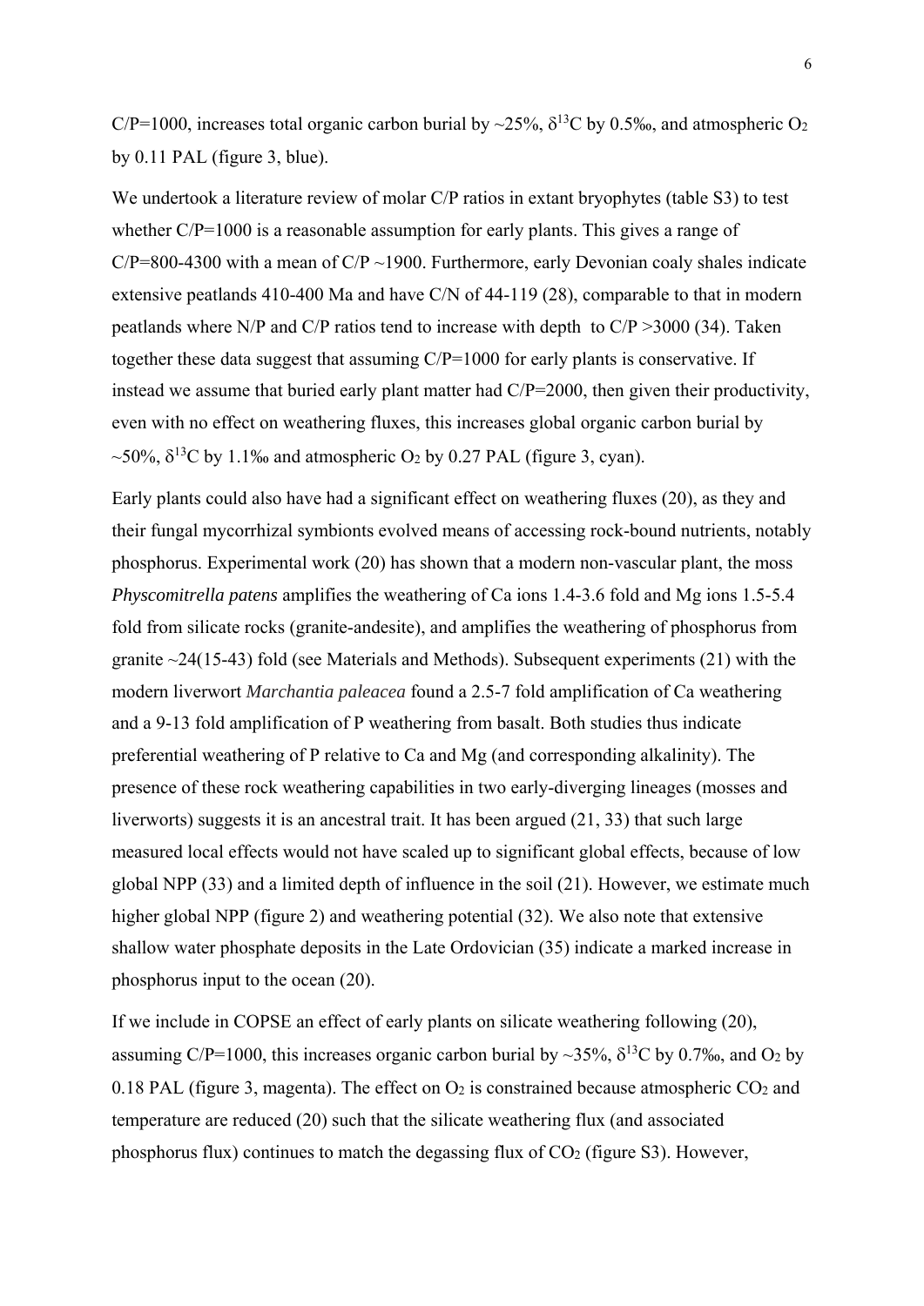C/P=1000, increases total organic carbon burial by ~25%, $\delta^{13}C$ by 0.5‰, and atmospheric $O_2$ by 0.11 PAL (figure 3, blue).

We undertook a literature review of molar C/P ratios in extant bryophytes (table S3) to test whether C/P=1000 is a reasonable assumption for early plants. This gives a range of C/P=800-4300 with a mean of C/P ~1900. Furthermore, early Devonian coaly shales indicate extensive peatlands 410-400 Ma and have C/N of 44-119 (28), comparable to that in modern peatlands where N/P and C/P ratios tend to increase with depth to C/P >3000 (34). Taken together these data suggest that assuming C/P=1000 for early plants is conservative. If instead we assume that buried early plant matter had C/P=2000, then given their productivity, even with no effect on weathering fluxes, this increases global organic carbon burial by ~50%, $\delta^{13}C$ by 1.1‰ and atmospheric $O_2$ by 0.27 PAL (figure 3, cyan).

Early plants could also have had a significant effect on weathering fluxes (20), as they and their fungal mycorrhizal symbionts evolved means of accessing rock-bound nutrients, notably phosphorus. Experimental work (20) has shown that a modern non-vascular plant, the moss *Physcomitrella patens* amplifies the weathering of Ca ions 1.4-3.6 fold and Mg ions 1.5-5.4 fold from silicate rocks (granite-andesite), and amplifies the weathering of phosphorus from granite ~24(15-43) fold (see Materials and Methods). Subsequent experiments (21) with the modern liverwort *Marchantia paleacea* found a 2.5-7 fold amplification of Ca weathering and a 9-13 fold amplification of P weathering from basalt. Both studies thus indicate preferential weathering of P relative to Ca and Mg (and corresponding alkalinity). The presence of these rock weathering capabilities in two early-diverging lineages (mosses and liverworts) suggests it is an ancestral trait. It has been argued (21, 33) that such large measured local effects would not have scaled up to significant global effects, because of low global NPP (33) and a limited depth of influence in the soil (21). However, we estimate much higher global NPP (figure 2) and weathering potential (32). We also note that extensive shallow water phosphate deposits in the Late Ordovician (35) indicate a marked increase in phosphorus input to the ocean (20).

If we include in COPSE an effect of early plants on silicate weathering following (20), assuming C/P=1000, this increases organic carbon burial by ~35%, $\delta^{13}C$ by 0.7‰, and $O_2$ by 0.18 PAL (figure 3, magenta). The effect on $O_2$ is constrained because atmospheric $CO_2$ and temperature are reduced (20) such that the silicate weathering flux (and associated phosphorus flux) continues to match the degassing flux of $CO_2$ (figure S3). However,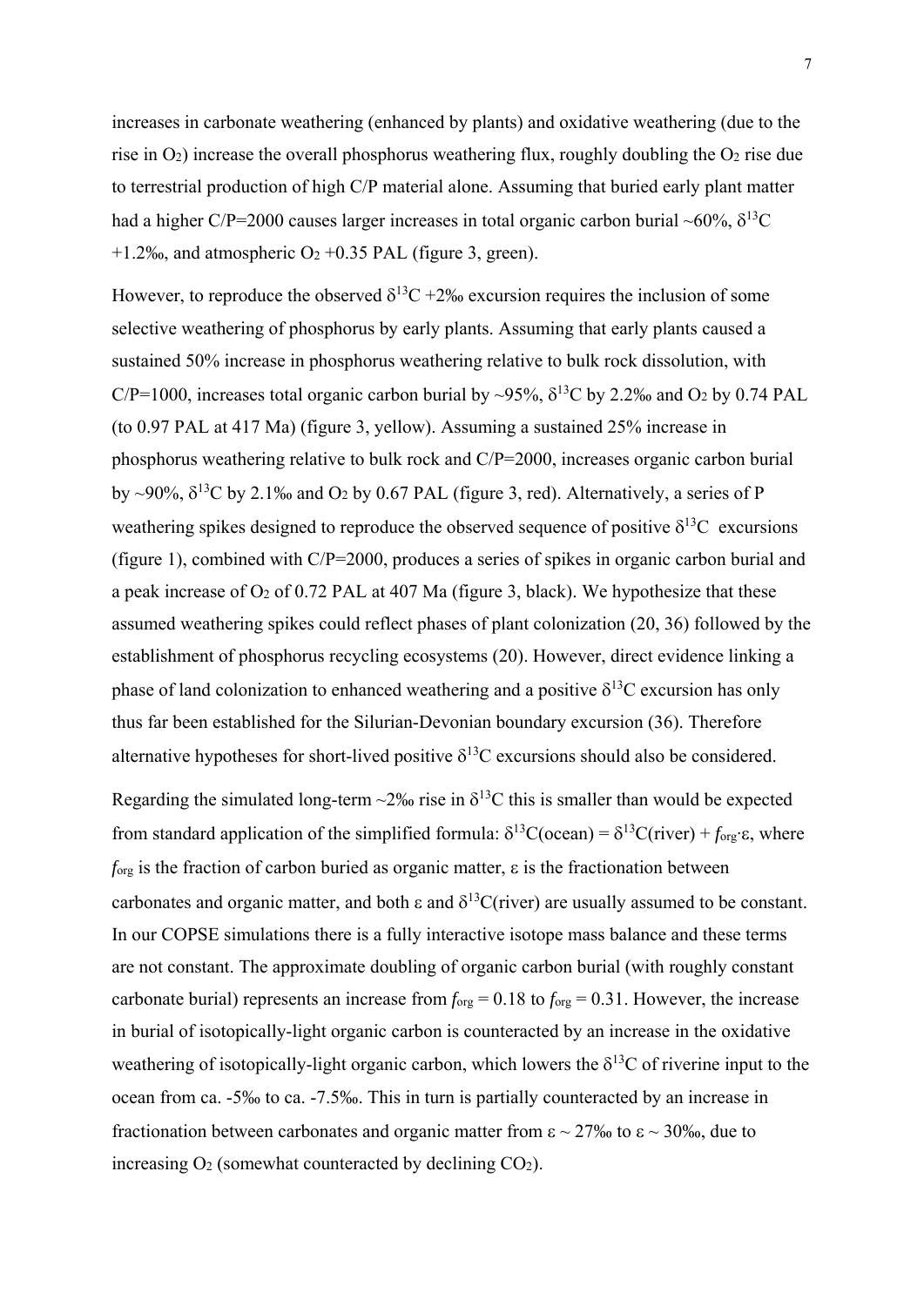increases in carbonate weathering (enhanced by plants) and oxidative weathering (due to the rise in $O_2$) increase the overall phosphorus weathering flux, roughly doubling the $O_2$ rise due to terrestrial production of high C/P material alone. Assuming that buried early plant matter had a higher C/P=2000 causes larger increases in total organic carbon burial ~60%, $\delta^{13}C$ +1.2‰, and atmospheric $O_2$ +0.35 PAL (figure 3, green).

However, to reproduce the observed $\delta^{13}C$ +2‰ excursion requires the inclusion of some selective weathering of phosphorus by early plants. Assuming that early plants caused a sustained 50% increase in phosphorus weathering relative to bulk rock dissolution, with C/P=1000, increases total organic carbon burial by ~95%, $\delta^{13}C$ by 2.2‰ and $O_2$ by 0.74 PAL (to 0.97 PAL at 417 Ma) (figure 3, yellow). Assuming a sustained 25% increase in phosphorus weathering relative to bulk rock and C/P=2000, increases organic carbon burial by ~90%, $\delta^{13}C$ by 2.1‰ and $O_2$ by 0.67 PAL (figure 3, red). Alternatively, a series of P weathering spikes designed to reproduce the observed sequence of positive $\delta^{13}C$ excursions (figure 1), combined with C/P=2000, produces a series of spikes in organic carbon burial and a peak increase of $O_2$ of 0.72 PAL at 407 Ma (figure 3, black). We hypothesize that these assumed weathering spikes could reflect phases of plant colonization (20, 36) followed by the establishment of phosphorus recycling ecosystems (20). However, direct evidence linking a phase of land colonization to enhanced weathering and a positive $\delta^{13}C$ excursion has only thus far been established for the Silurian-Devonian boundary excursion (36). Therefore alternative hypotheses for short-lived positive $\delta^{13}C$ excursions should also be considered.

Regarding the simulated long-term ~2‰ rise in $\delta^{13}C$ this is smaller than would be expected from standard application of the simplified formula: $\delta^{13}C(\text{ocean}) = \delta^{13}C(\text{river}) + f_{org} \cdot \varepsilon$, where $f_{org}$ is the fraction of carbon buried as organic matter, $\varepsilon$ is the fractionation between carbonates and organic matter, and both $\varepsilon$ and $\delta^{13}C(\text{river})$ are usually assumed to be constant. In our COPSE simulations there is a fully interactive isotope mass balance and these terms are not constant. The approximate doubling of organic carbon burial (with roughly constant carbonate burial) represents an increase from $f_{org} = 0.18$ to $f_{org} = 0.31$. However, the increase in burial of isotopically-light organic carbon is counteracted by an increase in the oxidative weathering of isotopically-light organic carbon, which lowers the $\delta^{13}C$ of riverine input to the ocean from ca. -5‰ to ca. -7.5‰. This in turn is partially counteracted by an increase in fractionation between carbonates and organic matter from $\varepsilon \sim 27‰$ to $\varepsilon \sim 30‰$, due to increasing $O_2$ (somewhat counteracted by declining $CO_2$).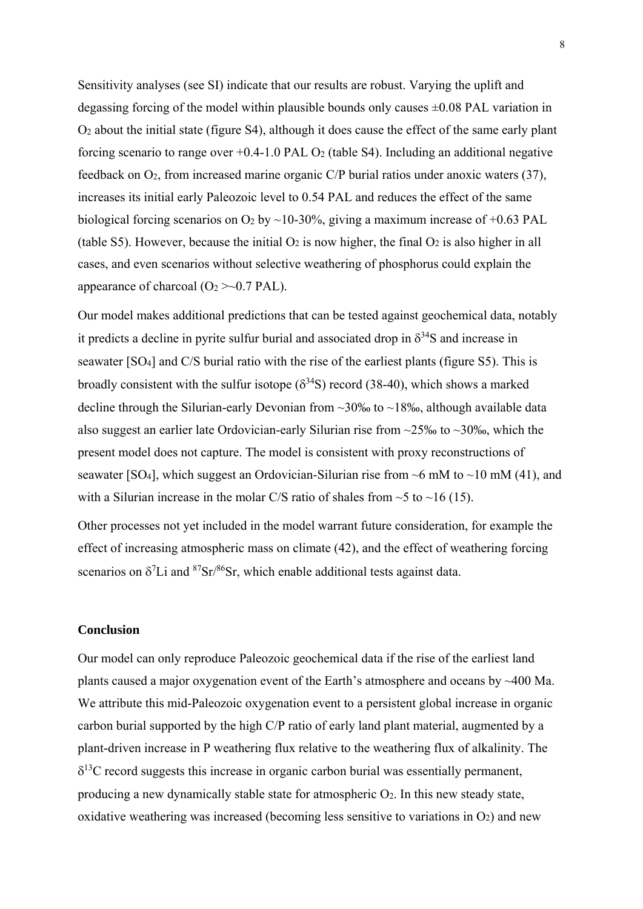Sensitivity analyses (see SI) indicate that our results are robust. Varying the uplift and degassing forcing of the model within plausible bounds only causes ±0.08 PAL variation in $O_2$ about the initial state (figure S4), although it does cause the effect of the same early plant forcing scenario to range over +0.4-1.0 PAL $O_2$ (table S4). Including an additional negative feedback on $O_2$, from increased marine organic C/P burial ratios under anoxic waters (37), increases its initial early Paleozoic level to 0.54 PAL and reduces the effect of the same biological forcing scenarios on $O_2$ by ~10-30%, giving a maximum increase of +0.63 PAL (table S5). However, because the initial $O_2$ is now higher, the final $O_2$ is also higher in all cases, and even scenarios without selective weathering of phosphorus could explain the appearance of charcoal ($O_2$ >~0.7 PAL).

Our model makes additional predictions that can be tested against geochemical data, notably it predicts a decline in pyrite sulfur burial and associated drop in $\delta^{34}S$ and increase in seawater [$SO_4$] and C/S burial ratio with the rise of the earliest plants (figure S5). This is broadly consistent with the sulfur isotope ($\delta^{34}S$) record (38-40), which shows a marked decline through the Silurian-early Devonian from ~30‰ to ~18‰, although available data also suggest an earlier late Ordovician-early Silurian rise from ~25‰ to ~30‰, which the present model does not capture. The model is consistent with proxy reconstructions of seawater [$SO_4$], which suggest an Ordovician-Silurian rise from ~6 mM to ~10 mM (41), and with a Silurian increase in the molar C/S ratio of shales from ~5 to ~16 (15).

Other processes not yet included in the model warrant future consideration, for example the effect of increasing atmospheric mass on climate (42), and the effect of weathering forcing scenarios on $\delta^7Li$ and $^{87}Sr/^{86}Sr$, which enable additional tests against data.

## Conclusion

Our model can only reproduce Paleozoic geochemical data if the rise of the earliest land plants caused a major oxygenation event of the Earth's atmosphere and oceans by ~400 Ma. We attribute this mid-Paleozoic oxygenation event to a persistent global increase in organic carbon burial supported by the high C/P ratio of early land plant material, augmented by a plant-driven increase in P weathering flux relative to the weathering flux of alkalinity. The $\delta^{13}C$ record suggests this increase in organic carbon burial was essentially permanent, producing a new dynamically stable state for atmospheric $O_2$. In this new steady state, oxidative weathering was increased (becoming less sensitive to variations in $O_2$) and new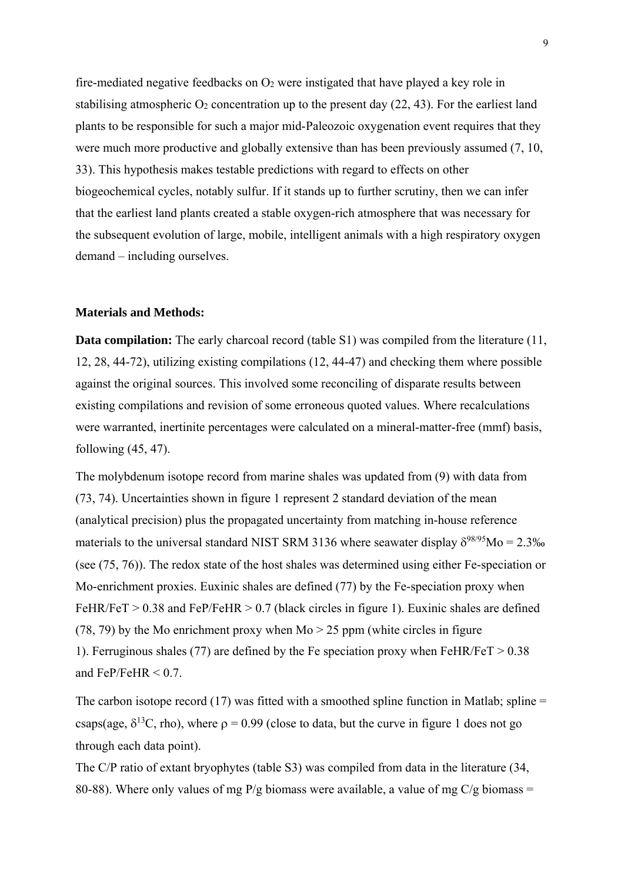fire-mediated negative feedbacks on $O_2$ were instigated that have played a key role in stabilising atmospheric $O_2$ concentration up to the present day (22, 43). For the earliest land plants to be responsible for such a major mid-Paleozoic oxygenation event requires that they were much more productive and globally extensive than has been previously assumed (7, 10, 33). This hypothesis makes testable predictions with regard to effects on other biogeochemical cycles, notably sulfur. If it stands up to further scrutiny, then we can infer that the earliest land plants created a stable oxygen-rich atmosphere that was necessary for the subsequent evolution of large, mobile, intelligent animals with a high respiratory oxygen demand – including ourselves.

## Materials and Methods:

**Data compilation:** The early charcoal record (table S1) was compiled from the literature (11, 12, 28, 44-72), utilizing existing compilations (12, 44-47) and checking them where possible against the original sources. This involved some reconciling of disparate results between existing compilations and revision of some erroneous quoted values. Where recalculations were warranted, inertinite percentages were calculated on a mineral-matter-free (mmf) basis, following (45, 47).

The molybdenum isotope record from marine shales was updated from (9) with data from (73, 74). Uncertainties shown in figure 1 represent 2 standard deviation of the mean (analytical precision) plus the propagated uncertainty from matching in-house reference materials to the universal standard NIST SRM 3136 where seawater display $\delta^{98/95}$Mo = 2.3‰ (see (75, 76)). The redox state of the host shales was determined using either Fe-speciation or Mo-enrichment proxies. Euxinic shales are defined (77) by the Fe-speciation proxy when FeHR/FeT > 0.38 and FeP/FeHR > 0.7 (black circles in figure 1). Euxinic shales are defined (78, 79) by the Mo enrichment proxy when Mo > 25 ppm (white circles in figure 1). Ferruginous shales (77) are defined by the Fe speciation proxy when FeHR/FeT > 0.38 and FeP/FeHR < 0.7.

The carbon isotope record (17) was fitted with a smoothed spline function in Matlab; spline = csaps(age, $\delta^{13}$C, rho), where $\rho = 0.99$ (close to data, but the curve in figure 1 does not go through each data point).

The C/P ratio of extant bryophytes (table S3) was compiled from data in the literature (34, 80-88). Where only values of mg P/g biomass were available, a value of mg C/g biomass =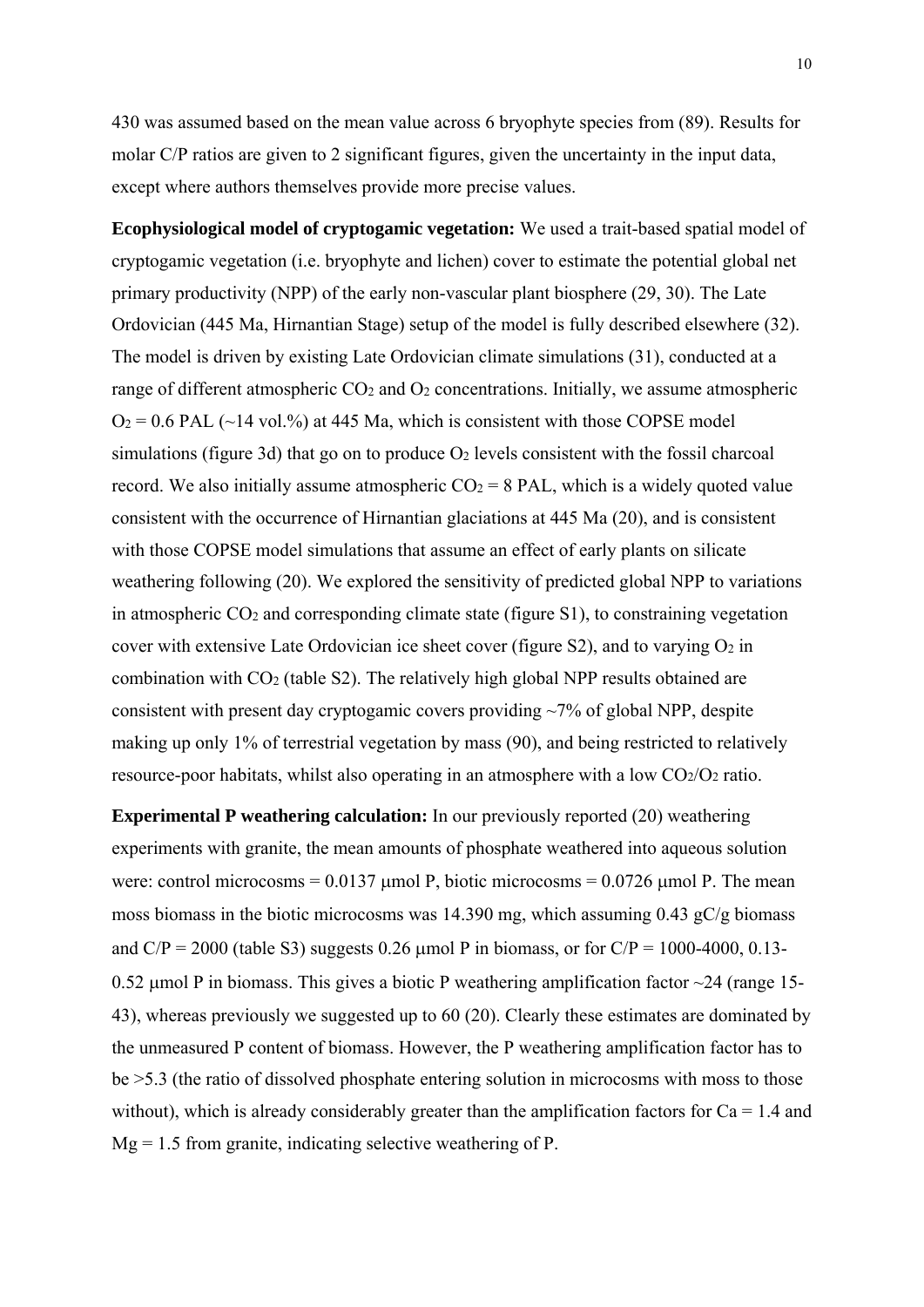430 was assumed based on the mean value across 6 bryophyte species from (89). Results for molar C/P ratios are given to 2 significant figures, given the uncertainty in the input data, except where authors themselves provide more precise values.

**Ecophysiological model of cryptogamic vegetation:** We used a trait-based spatial model of cryptogamic vegetation (i.e. bryophyte and lichen) cover to estimate the potential global net primary productivity (NPP) of the early non-vascular plant biosphere (29, 30). The Late Ordovician (445 Ma, Hirnantian Stage) setup of the model is fully described elsewhere (32). The model is driven by existing Late Ordovician climate simulations (31), conducted at a range of different atmospheric $CO_2$ and $O_2$ concentrations. Initially, we assume atmospheric $O_2$ = 0.6 PAL (~14 vol.%) at 445 Ma, which is consistent with those COPSE model simulations (figure 3d) that go on to produce $O_2$ levels consistent with the fossil charcoal record. We also initially assume atmospheric $CO_2$ = 8 PAL, which is a widely quoted value consistent with the occurrence of Hirnantian glaciations at 445 Ma (20), and is consistent with those COPSE model simulations that assume an effect of early plants on silicate weathering following (20). We explored the sensitivity of predicted global NPP to variations in atmospheric $CO_2$ and corresponding climate state (figure S1), to constraining vegetation cover with extensive Late Ordovician ice sheet cover (figure S2), and to varying $O_2$ in combination with $CO_2$ (table S2). The relatively high global NPP results obtained are consistent with present day cryptogamic covers providing ~7% of global NPP, despite making up only 1% of terrestrial vegetation by mass (90), and being restricted to relatively resource-poor habitats, whilst also operating in an atmosphere with a low $CO_2/O_2$ ratio.

**Experimental P weathering calculation:** In our previously reported (20) weathering experiments with granite, the mean amounts of phosphate weathered into aqueous solution were: control microcosms = 0.0137 μmol P, biotic microcosms = 0.0726 μmol P. The mean moss biomass in the biotic microcosms was 14.390 mg, which assuming 0.43 gC/g biomass and C/P = 2000 (table S3) suggests 0.26 μmol P in biomass, or for C/P = 1000-4000, 0.13-0.52 μmol P in biomass. This gives a biotic P weathering amplification factor ~24 (range 15-43), whereas previously we suggested up to 60 (20). Clearly these estimates are dominated by the unmeasured P content of biomass. However, the P weathering amplification factor has to be >5.3 (the ratio of dissolved phosphate entering solution in microcosms with moss to those without), which is already considerably greater than the amplification factors for Ca = 1.4 and Mg = 1.5 from granite, indicating selective weathering of P.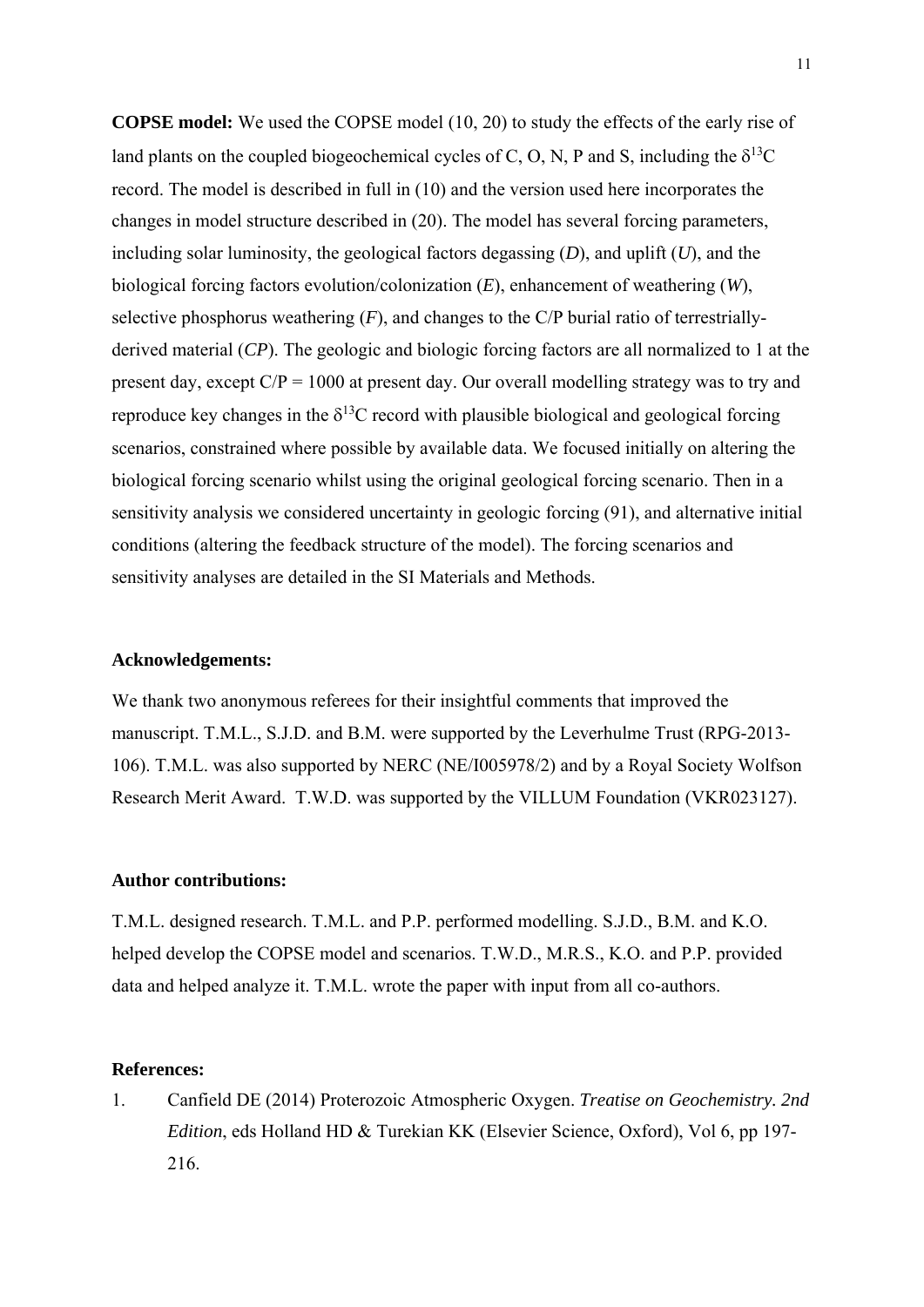**COPSE model:** We used the COPSE model (10, 20) to study the effects of the early rise of land plants on the coupled biogeochemical cycles of C, O, N, P and S, including the $\delta^{13}C$ record. The model is described in full in (10) and the version used here incorporates the changes in model structure described in (20). The model has several forcing parameters, including solar luminosity, the geological factors degassing (*D*), and uplift (*U*), and the biological forcing factors evolution/colonization (*E*), enhancement of weathering (*W*), selective phosphorus weathering (*F*), and changes to the C/P burial ratio of terrestrially-derived material (*CP*). The geologic and biologic forcing factors are all normalized to 1 at the present day, except C/P = 1000 at present day. Our overall modelling strategy was to try and reproduce key changes in the $\delta^{13}C$ record with plausible biological and geological forcing scenarios, constrained where possible by available data. We focused initially on altering the biological forcing scenario whilst using the original geological forcing scenario. Then in a sensitivity analysis we considered uncertainty in geologic forcing (91), and alternative initial conditions (altering the feedback structure of the model). The forcing scenarios and sensitivity analyses are detailed in the SI Materials and Methods.

**Acknowledgements:**

We thank two anonymous referees for their insightful comments that improved the manuscript. T.M.L., S.J.D. and B.M. were supported by the Leverhulme Trust (RPG-2013-106). T.M.L. was also supported by NERC (NE/I005978/2) and by a Royal Society Wolfson Research Merit Award. T.W.D. was supported by the VILLUM Foundation (VKR023127).

**Author contributions:**

T.M.L. designed research. T.M.L. and P.P. performed modelling. S.J.D., B.M. and K.O. helped develop the COPSE model and scenarios. T.W.D., M.R.S., K.O. and P.P. provided data and helped analyze it. T.M.L. wrote the paper with input from all co-authors.

**References:**

1. Canfield DE (2014) Proterozoic Atmospheric Oxygen. *Treatise on Geochemistry. 2nd Edition*, eds Holland HD & Turekian KK (Elsevier Science, Oxford), Vol 6, pp 197-216.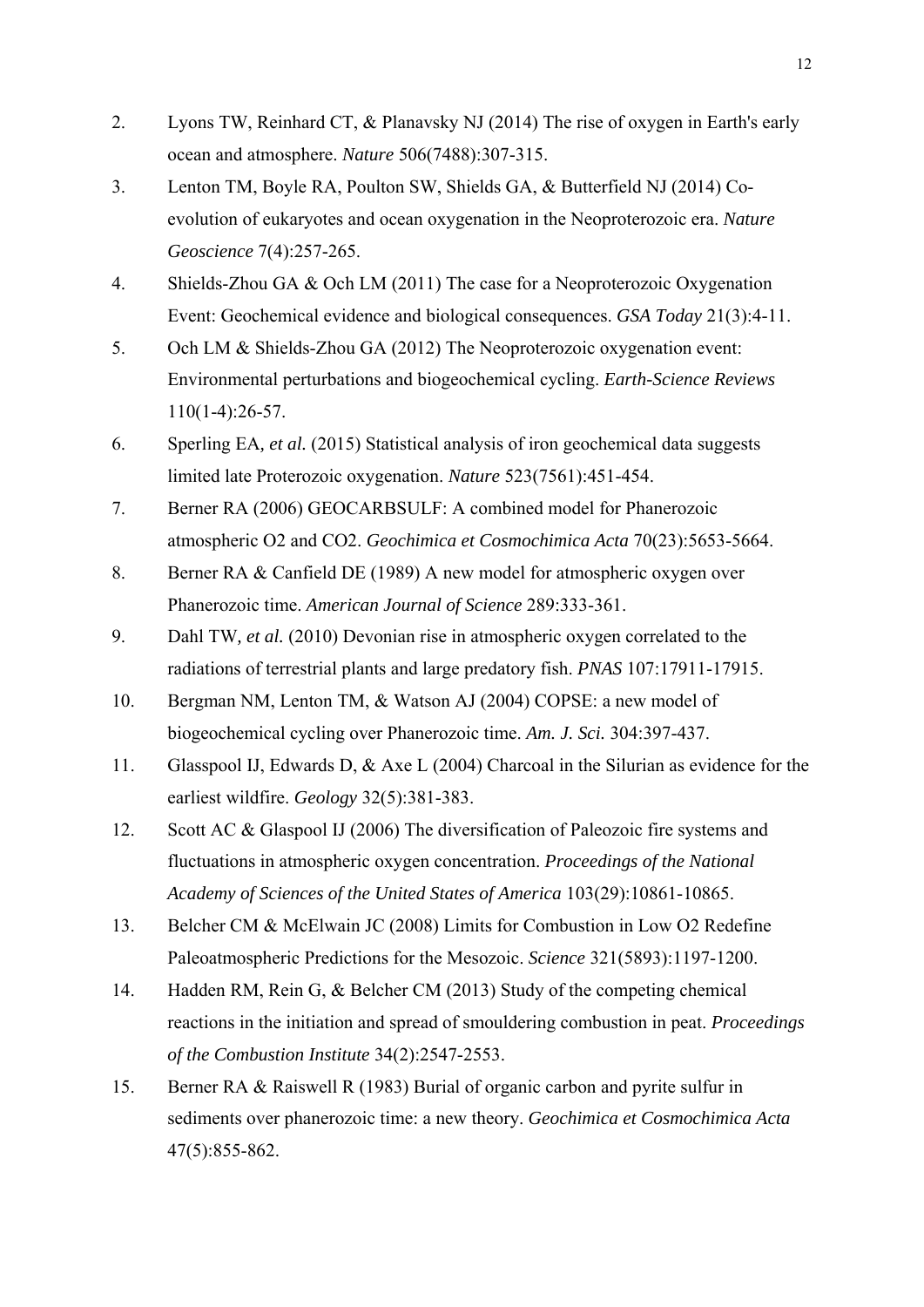2. Lyons TW, Reinhard CT, & Planavsky NJ (2014) The rise of oxygen in Earth's early ocean and atmosphere. *Nature* 506(7488):307-315.
3. Lenton TM, Boyle RA, Poulton SW, Shields GA, & Butterfield NJ (2014) Co-evolution of eukaryotes and ocean oxygenation in the Neoproterozoic era. *Nature Geoscience* 7(4):257-265.
4. Shields-Zhou GA & Och LM (2011) The case for a Neoproterozoic Oxygenation Event: Geochemical evidence and biological consequences. *GSA Today* 21(3):4-11.
5. Och LM & Shields-Zhou GA (2012) The Neoproterozoic oxygenation event: Environmental perturbations and biogeochemical cycling. *Earth-Science Reviews* 110(1-4):26-57.
6. Sperling EA*, et al.* (2015) Statistical analysis of iron geochemical data suggests limited late Proterozoic oxygenation. *Nature* 523(7561):451-454.
7. Berner RA (2006) GEOCARBSULF: A combined model for Phanerozoic atmospheric O2 and CO2. *Geochimica et Cosmochimica Acta* 70(23):5653-5664.
8. Berner RA & Canfield DE (1989) A new model for atmospheric oxygen over Phanerozoic time. *American Journal of Science* 289:333-361.
9. Dahl TW*, et al.* (2010) Devonian rise in atmospheric oxygen correlated to the radiations of terrestrial plants and large predatory fish. *PNAS* 107:17911-17915.
10. Bergman NM, Lenton TM, & Watson AJ (2004) COPSE: a new model of biogeochemical cycling over Phanerozoic time. *Am. J. Sci.* 304:397-437.
11. Glasspool IJ, Edwards D, & Axe L (2004) Charcoal in the Silurian as evidence for the earliest wildfire. *Geology* 32(5):381-383.
12. Scott AC & Glaspool IJ (2006) The diversification of Paleozoic fire systems and fluctuations in atmospheric oxygen concentration. *Proceedings of the National Academy of Sciences of the United States of America* 103(29):10861-10865.
13. Belcher CM & McElwain JC (2008) Limits for Combustion in Low O2 Redefine Paleoatmospheric Predictions for the Mesozoic. *Science* 321(5893):1197-1200.
14. Hadden RM, Rein G, & Belcher CM (2013) Study of the competing chemical reactions in the initiation and spread of smouldering combustion in peat. *Proceedings of the Combustion Institute* 34(2):2547-2553.
15. Berner RA & Raiswell R (1983) Burial of organic carbon and pyrite sulfur in sediments over phanerozoic time: a new theory. *Geochimica et Cosmochimica Acta* 47(5):855-862.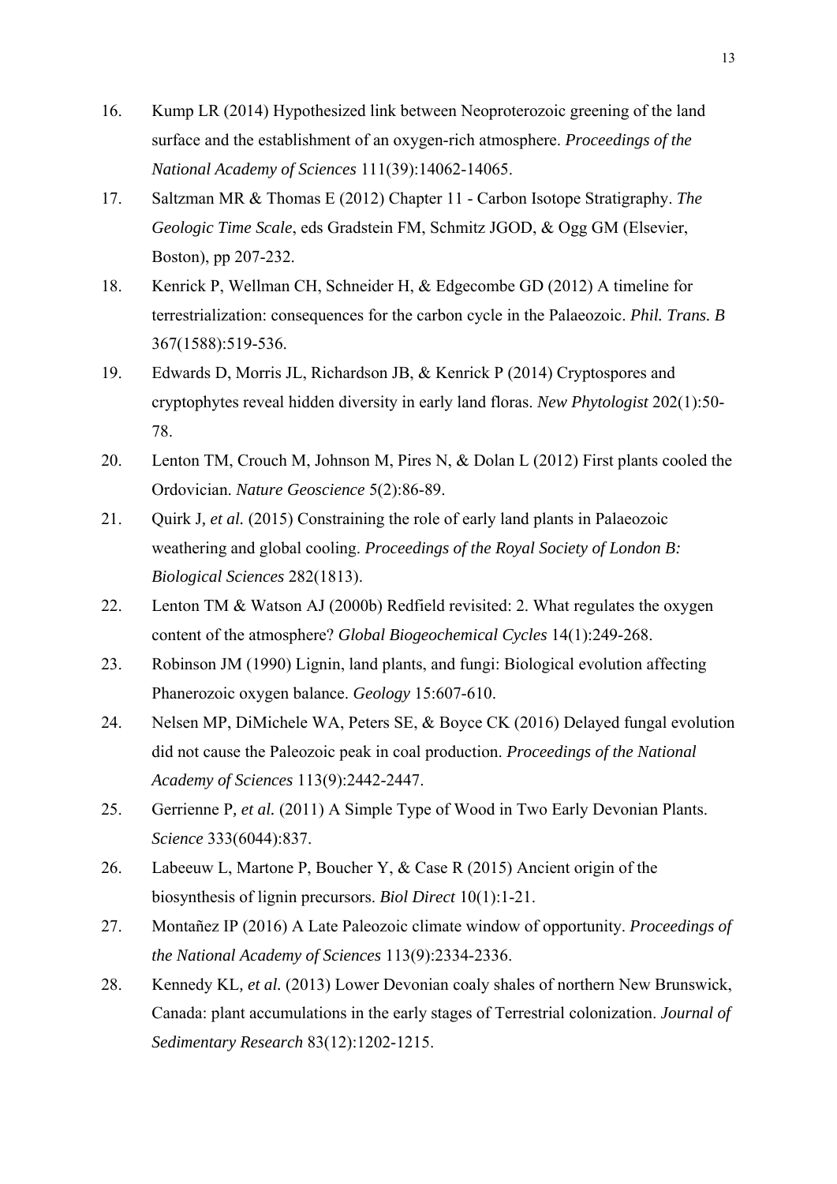16. Kump LR (2014) Hypothesized link between Neoproterozoic greening of the land surface and the establishment of an oxygen-rich atmosphere. *Proceedings of the National Academy of Sciences* 111(39):14062-14065.
17. Saltzman MR & Thomas E (2012) Chapter 11 - Carbon Isotope Stratigraphy. *The Geologic Time Scale*, eds Gradstein FM, Schmitz JGOD, & Ogg GM (Elsevier, Boston), pp 207-232.
18. Kenrick P, Wellman CH, Schneider H, & Edgecombe GD (2012) A timeline for terrestrialization: consequences for the carbon cycle in the Palaeozoic. *Phil. Trans. B* 367(1588):519-536.
19. Edwards D, Morris JL, Richardson JB, & Kenrick P (2014) Cryptospores and cryptophytes reveal hidden diversity in early land floras. *New Phytologist* 202(1):50-78.
20. Lenton TM, Crouch M, Johnson M, Pires N, & Dolan L (2012) First plants cooled the Ordovician. *Nature Geoscience* 5(2):86-89.
21. Quirk J*, et al.* (2015) Constraining the role of early land plants in Palaeozoic weathering and global cooling. *Proceedings of the Royal Society of London B: Biological Sciences* 282(1813).
22. Lenton TM & Watson AJ (2000b) Redfield revisited: 2. What regulates the oxygen content of the atmosphere? *Global Biogeochemical Cycles* 14(1):249-268.
23. Robinson JM (1990) Lignin, land plants, and fungi: Biological evolution affecting Phanerozoic oxygen balance. *Geology* 15:607-610.
24. Nelsen MP, DiMichele WA, Peters SE, & Boyce CK (2016) Delayed fungal evolution did not cause the Paleozoic peak in coal production. *Proceedings of the National Academy of Sciences* 113(9):2442-2447.
25. Gerrienne P*, et al.* (2011) A Simple Type of Wood in Two Early Devonian Plants. *Science* 333(6044):837.
26. Labeeuw L, Martone P, Boucher Y, & Case R (2015) Ancient origin of the biosynthesis of lignin precursors. *Biol Direct* 10(1):1-21.
27. Montañez IP (2016) A Late Paleozoic climate window of opportunity. *Proceedings of the National Academy of Sciences* 113(9):2334-2336.
28. Kennedy KL*, et al.* (2013) Lower Devonian coaly shales of northern New Brunswick, Canada: plant accumulations in the early stages of Terrestrial colonization. *Journal of Sedimentary Research* 83(12):1202-1215.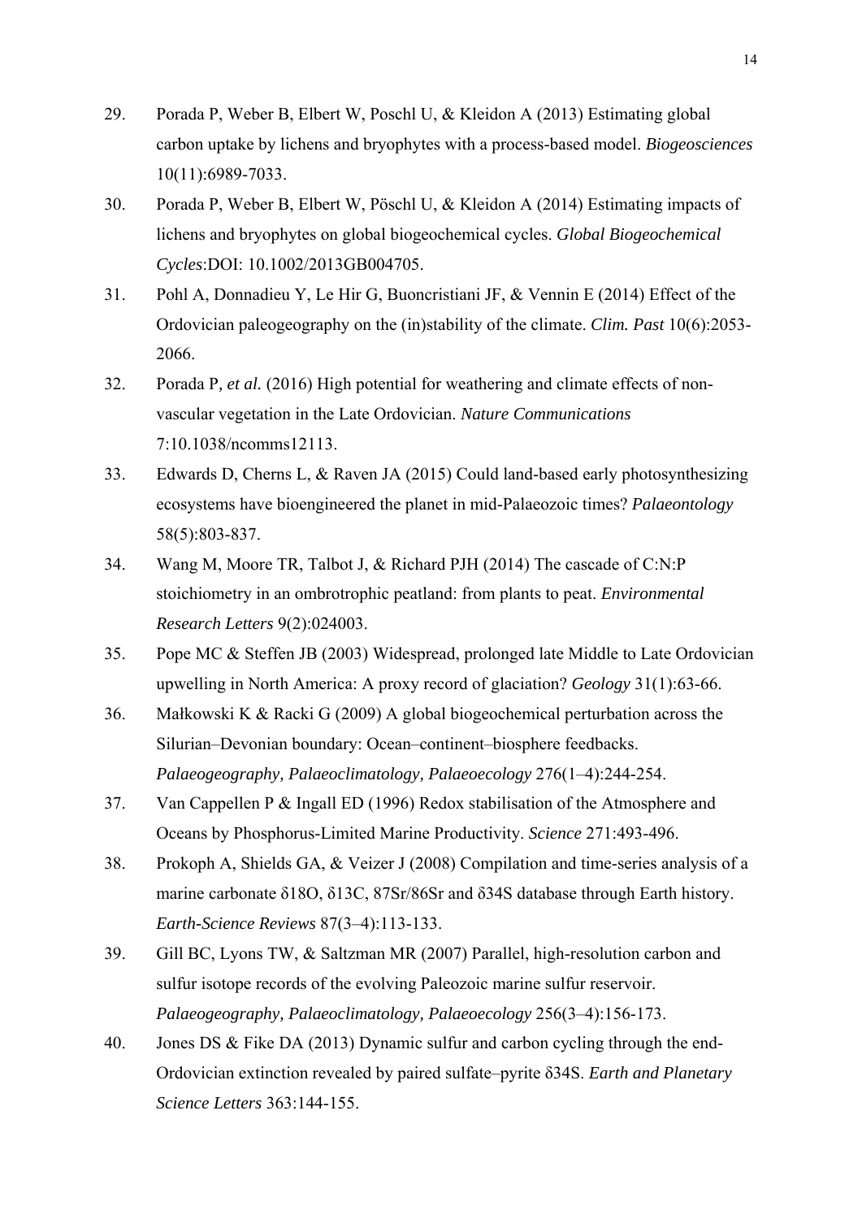29. Porada P, Weber B, Elbert W, Poschl U, & Kleidon A (2013) Estimating global carbon uptake by lichens and bryophytes with a process-based model. *Biogeosciences* 10(11):6989-7033.
30. Porada P, Weber B, Elbert W, Pöschl U, & Kleidon A (2014) Estimating impacts of lichens and bryophytes on global biogeochemical cycles. *Global Biogeochemical Cycles*:DOI: 10.1002/2013GB004705.
31. Pohl A, Donnadieu Y, Le Hir G, Buoncristiani JF, & Vennin E (2014) Effect of the Ordovician paleogeography on the (in)stability of the climate. *Clim. Past* 10(6):2053-2066.
32. Porada P*, et al.* (2016) High potential for weathering and climate effects of non-vascular vegetation in the Late Ordovician. *Nature Communications* 7:10.1038/ncomms12113.
33. Edwards D, Cherns L, & Raven JA (2015) Could land-based early photosynthesizing ecosystems have bioengineered the planet in mid-Palaeozoic times? *Palaeontology* 58(5):803-837.
34. Wang M, Moore TR, Talbot J, & Richard PJH (2014) The cascade of C:N:P stoichiometry in an ombrotrophic peatland: from plants to peat. *Environmental Research Letters* 9(2):024003.
35. Pope MC & Steffen JB (2003) Widespread, prolonged late Middle to Late Ordovician upwelling in North America: A proxy record of glaciation? *Geology* 31(1):63-66.
36. Małkowski K & Racki G (2009) A global biogeochemical perturbation across the Silurian–Devonian boundary: Ocean–continent–biosphere feedbacks. *Palaeogeography, Palaeoclimatology, Palaeoecology* 276(1–4):244-254.
37. Van Cappellen P & Ingall ED (1996) Redox stabilisation of the Atmosphere and Oceans by Phosphorus-Limited Marine Productivity. *Science* 271:493-496.
38. Prokoph A, Shields GA, & Veizer J (2008) Compilation and time-series analysis of a marine carbonate δ18O, δ13C, 87Sr/86Sr and δ34S database through Earth history. *Earth-Science Reviews* 87(3–4):113-133.
39. Gill BC, Lyons TW, & Saltzman MR (2007) Parallel, high-resolution carbon and sulfur isotope records of the evolving Paleozoic marine sulfur reservoir. *Palaeogeography, Palaeoclimatology, Palaeoecology* 256(3–4):156-173.
40. Jones DS & Fike DA (2013) Dynamic sulfur and carbon cycling through the end-Ordovician extinction revealed by paired sulfate–pyrite δ34S. *Earth and Planetary Science Letters* 363:144-155.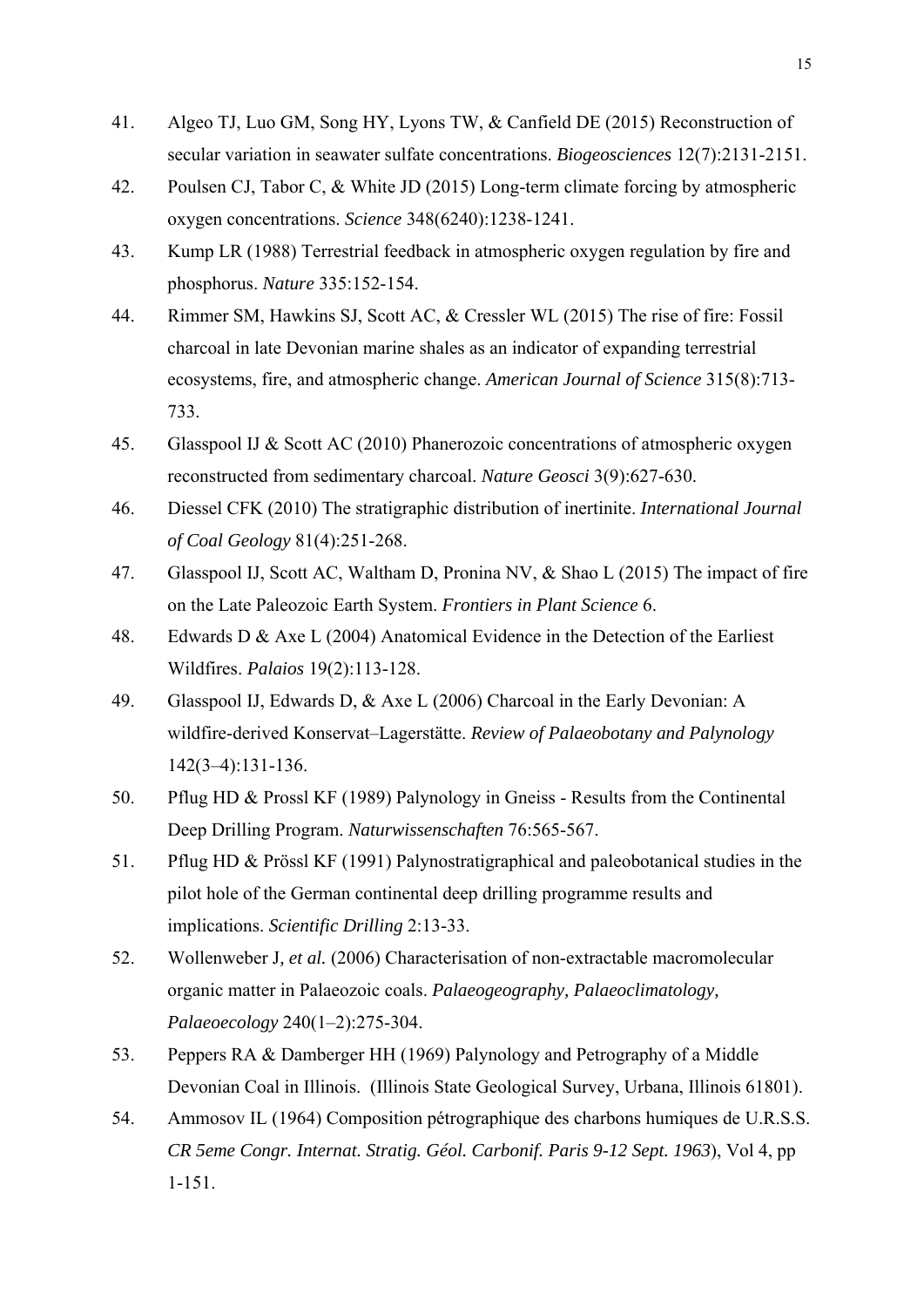41. Algeo TJ, Luo GM, Song HY, Lyons TW, & Canfield DE (2015) Reconstruction of secular variation in seawater sulfate concentrations. *Biogeosciences* 12(7):2131-2151.
42. Poulsen CJ, Tabor C, & White JD (2015) Long-term climate forcing by atmospheric oxygen concentrations. *Science* 348(6240):1238-1241.
43. Kump LR (1988) Terrestrial feedback in atmospheric oxygen regulation by fire and phosphorus. *Nature* 335:152-154.
44. Rimmer SM, Hawkins SJ, Scott AC, & Cressler WL (2015) The rise of fire: Fossil charcoal in late Devonian marine shales as an indicator of expanding terrestrial ecosystems, fire, and atmospheric change. *American Journal of Science* 315(8):713-733.
45. Glasspool IJ & Scott AC (2010) Phanerozoic concentrations of atmospheric oxygen reconstructed from sedimentary charcoal. *Nature Geosci* 3(9):627-630.
46. Diessel CFK (2010) The stratigraphic distribution of inertinite. *International Journal of Coal Geology* 81(4):251-268.
47. Glasspool IJ, Scott AC, Waltham D, Pronina NV, & Shao L (2015) The impact of fire on the Late Paleozoic Earth System. *Frontiers in Plant Science* 6.
48. Edwards D & Axe L (2004) Anatomical Evidence in the Detection of the Earliest Wildfires. *Palaios* 19(2):113-128.
49. Glasspool IJ, Edwards D, & Axe L (2006) Charcoal in the Early Devonian: A wildfire-derived Konservat–Lagerstätte. *Review of Palaeobotany and Palynology* 142(3–4):131-136.
50. Pflug HD & Prossl KF (1989) Palynology in Gneiss - Results from the Continental Deep Drilling Program. *Naturwissenschaften* 76:565-567.
51. Pflug HD & Prössl KF (1991) Palynostratigraphical and paleobotanical studies in the pilot hole of the German continental deep drilling programme results and implications. *Scientific Drilling* 2:13-33.
52. Wollenweber J*, et al.* (2006) Characterisation of non-extractable macromolecular organic matter in Palaeozoic coals. *Palaeogeography, Palaeoclimatology, Palaeoecology* 240(1–2):275-304.
53. Peppers RA & Damberger HH (1969) Palynology and Petrography of a Middle Devonian Coal in Illinois. (Illinois State Geological Survey, Urbana, Illinois 61801).
54. Ammosov IL (1964) Composition pétrographique des charbons humiques de U.R.S.S. *CR 5eme Congr. Internat. Stratig. Géol. Carbonif. Paris 9-12 Sept. 1963*), Vol 4, pp 1-151.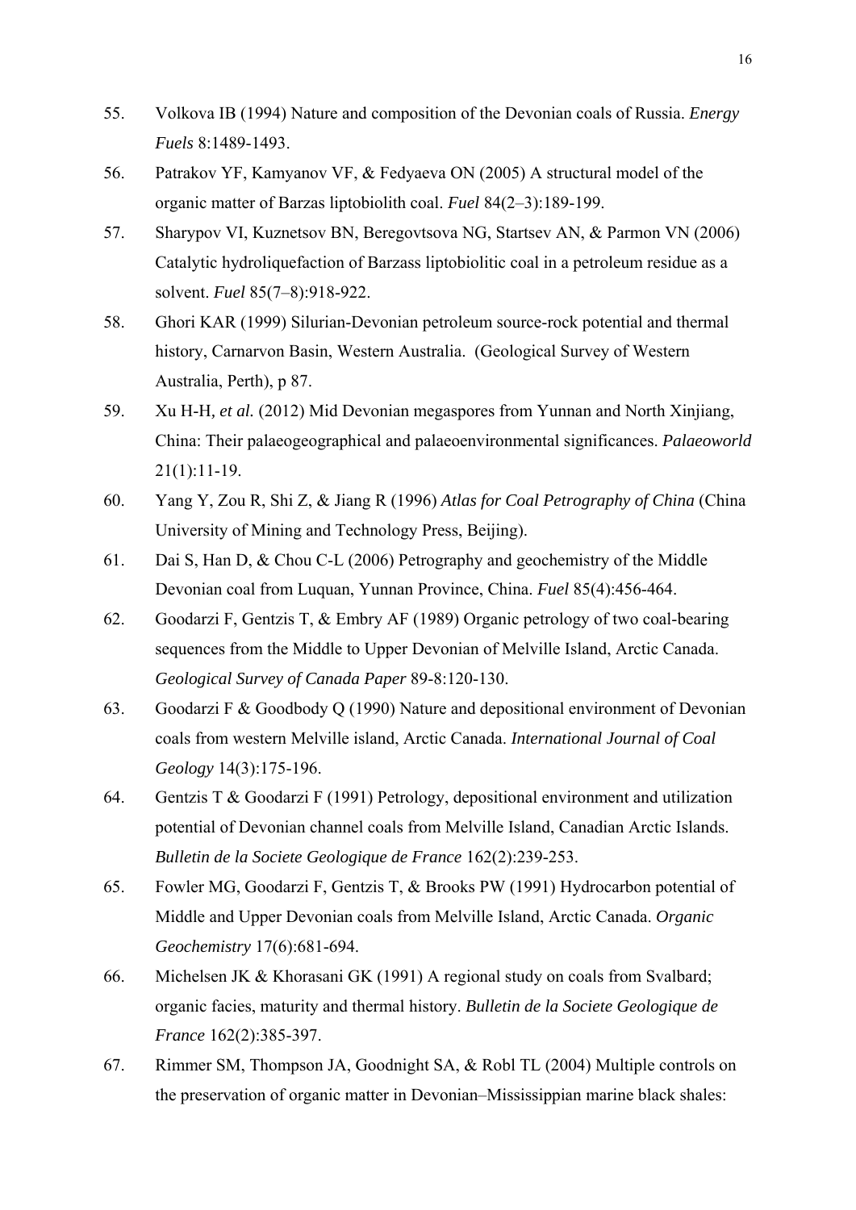55. Volkova IB (1994) Nature and composition of the Devonian coals of Russia. *Energy Fuels* 8:1489-1493.
56. Patrakov YF, Kamyanov VF, & Fedyaeva ON (2005) A structural model of the organic matter of Barzas liptobiolith coal. *Fuel* 84(2–3):189-199.
57. Sharypov VI, Kuznetsov BN, Beregovtsova NG, Startsev AN, & Parmon VN (2006) Catalytic hydroliquefaction of Barzass liptobiolitic coal in a petroleum residue as a solvent. *Fuel* 85(7–8):918-922.
58. Ghori KAR (1999) Silurian-Devonian petroleum source-rock potential and thermal history, Carnarvon Basin, Western Australia. (Geological Survey of Western Australia, Perth), p 87.
59. Xu H-H*, et al.* (2012) Mid Devonian megaspores from Yunnan and North Xinjiang, China: Their palaeogeographical and palaeoenvironmental significances. *Palaeoworld* 21(1):11-19.
60. Yang Y, Zou R, Shi Z, & Jiang R (1996) *Atlas for Coal Petrography of China* (China University of Mining and Technology Press, Beijing).
61. Dai S, Han D, & Chou C-L (2006) Petrography and geochemistry of the Middle Devonian coal from Luquan, Yunnan Province, China. *Fuel* 85(4):456-464.
62. Goodarzi F, Gentzis T, & Embry AF (1989) Organic petrology of two coal-bearing sequences from the Middle to Upper Devonian of Melville Island, Arctic Canada. *Geological Survey of Canada Paper* 89-8:120-130.
63. Goodarzi F & Goodbody Q (1990) Nature and depositional environment of Devonian coals from western Melville island, Arctic Canada. *International Journal of Coal Geology* 14(3):175-196.
64. Gentzis T & Goodarzi F (1991) Petrology, depositional environment and utilization potential of Devonian channel coals from Melville Island, Canadian Arctic Islands. *Bulletin de la Societe Geologique de France* 162(2):239-253.
65. Fowler MG, Goodarzi F, Gentzis T, & Brooks PW (1991) Hydrocarbon potential of Middle and Upper Devonian coals from Melville Island, Arctic Canada. *Organic Geochemistry* 17(6):681-694.
66. Michelsen JK & Khorasani GK (1991) A regional study on coals from Svalbard; organic facies, maturity and thermal history. *Bulletin de la Societe Geologique de France* 162(2):385-397.
67. Rimmer SM, Thompson JA, Goodnight SA, & Robl TL (2004) Multiple controls on the preservation of organic matter in Devonian–Mississippian marine black shales: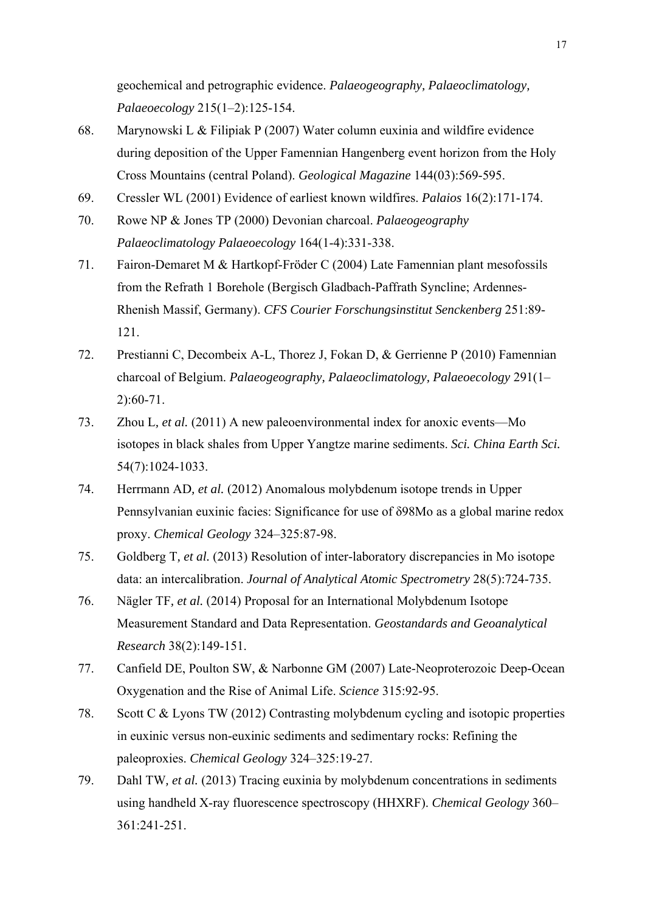geochemical and petrographic evidence. *Palaeogeography, Palaeoclimatology, Palaeoecology* 215(1–2):125-154.

68. Marynowski L & Filipiak P (2007) Water column euxinia and wildfire evidence during deposition of the Upper Famennian Hangenberg event horizon from the Holy Cross Mountains (central Poland). *Geological Magazine* 144(03):569-595.
69. Cressler WL (2001) Evidence of earliest known wildfires. *Palaios* 16(2):171-174.
70. Rowe NP & Jones TP (2000) Devonian charcoal. *Palaeogeography Palaeoclimatology Palaeoecology* 164(1-4):331-338.
71. Fairon-Demaret M & Hartkopf-Fröder C (2004) Late Famennian plant mesofossils from the Refrath 1 Borehole (Bergisch Gladbach-Paffrath Syncline; Ardennes-Rhenish Massif, Germany). *CFS Courier Forschungsinstitut Senckenberg* 251:89-121.
72. Prestianni C, Decombeix A-L, Thorez J, Fokan D, & Gerrienne P (2010) Famennian charcoal of Belgium. *Palaeogeography, Palaeoclimatology, Palaeoecology* 291(1–2):60-71.
73. Zhou L*, et al.* (2011) A new paleoenvironmental index for anoxic events—Mo isotopes in black shales from Upper Yangtze marine sediments. *Sci. China Earth Sci.* 54(7):1024-1033.
74. Herrmann AD*, et al.* (2012) Anomalous molybdenum isotope trends in Upper Pennsylvanian euxinic facies: Significance for use of δ98Mo as a global marine redox proxy. *Chemical Geology* 324–325:87-98.
75. Goldberg T*, et al.* (2013) Resolution of inter-laboratory discrepancies in Mo isotope data: an intercalibration. *Journal of Analytical Atomic Spectrometry* 28(5):724-735.
76. Nägler TF*, et al.* (2014) Proposal for an International Molybdenum Isotope Measurement Standard and Data Representation. *Geostandards and Geoanalytical Research* 38(2):149-151.
77. Canfield DE, Poulton SW, & Narbonne GM (2007) Late-Neoproterozoic Deep-Ocean Oxygenation and the Rise of Animal Life. *Science* 315:92-95.
78. Scott C & Lyons TW (2012) Contrasting molybdenum cycling and isotopic properties in euxinic versus non-euxinic sediments and sedimentary rocks: Refining the paleoproxies. *Chemical Geology* 324–325:19-27.
79. Dahl TW*, et al.* (2013) Tracing euxinia by molybdenum concentrations in sediments using handheld X-ray fluorescence spectroscopy (HHXRF). *Chemical Geology* 360–361:241-251.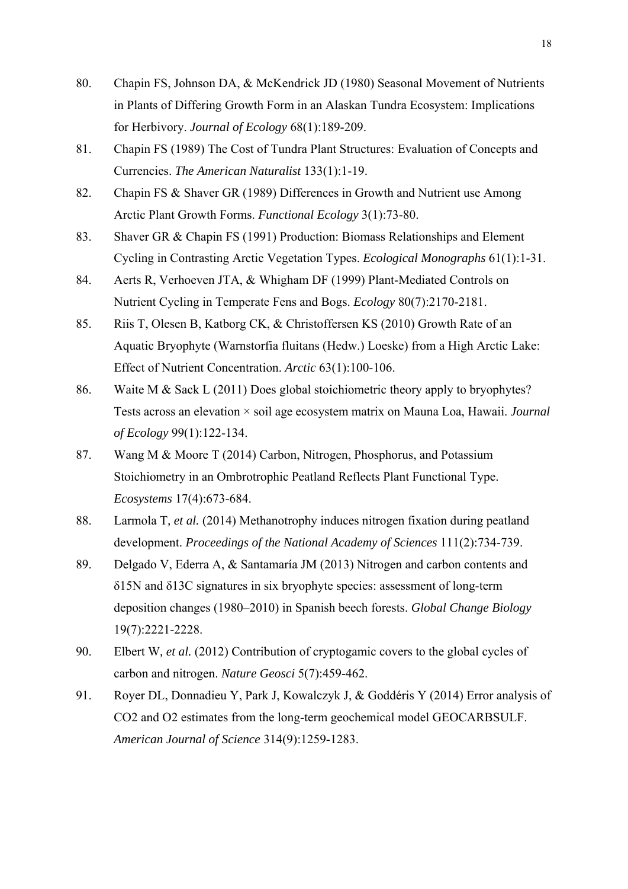80. Chapin FS, Johnson DA, & McKendrick JD (1980) Seasonal Movement of Nutrients in Plants of Differing Growth Form in an Alaskan Tundra Ecosystem: Implications for Herbivory. *Journal of Ecology* 68(1):189-209.
81. Chapin FS (1989) The Cost of Tundra Plant Structures: Evaluation of Concepts and Currencies. *The American Naturalist* 133(1):1-19.
82. Chapin FS & Shaver GR (1989) Differences in Growth and Nutrient use Among Arctic Plant Growth Forms. *Functional Ecology* 3(1):73-80.
83. Shaver GR & Chapin FS (1991) Production: Biomass Relationships and Element Cycling in Contrasting Arctic Vegetation Types. *Ecological Monographs* 61(1):1-31.
84. Aerts R, Verhoeven JTA, & Whigham DF (1999) Plant-Mediated Controls on Nutrient Cycling in Temperate Fens and Bogs. *Ecology* 80(7):2170-2181.
85. Riis T, Olesen B, Katborg CK, & Christoffersen KS (2010) Growth Rate of an Aquatic Bryophyte (Warnstorfia fluitans (Hedw.) Loeske) from a High Arctic Lake: Effect of Nutrient Concentration. *Arctic* 63(1):100-106.
86. Waite M & Sack L (2011) Does global stoichiometric theory apply to bryophytes? Tests across an elevation × soil age ecosystem matrix on Mauna Loa, Hawaii. *Journal of Ecology* 99(1):122-134.
87. Wang M & Moore T (2014) Carbon, Nitrogen, Phosphorus, and Potassium Stoichiometry in an Ombrotrophic Peatland Reflects Plant Functional Type. *Ecosystems* 17(4):673-684.
88. Larmola T*, et al.* (2014) Methanotrophy induces nitrogen fixation during peatland development. *Proceedings of the National Academy of Sciences* 111(2):734-739.
89. Delgado V, Ederra A, & Santamaría JM (2013) Nitrogen and carbon contents and δ15N and δ13C signatures in six bryophyte species: assessment of long-term deposition changes (1980–2010) in Spanish beech forests. *Global Change Biology* 19(7):2221-2228.
90. Elbert W*, et al.* (2012) Contribution of cryptogamic covers to the global cycles of carbon and nitrogen. *Nature Geosci* 5(7):459-462.
91. Royer DL, Donnadieu Y, Park J, Kowalczyk J, & Goddéris Y (2014) Error analysis of CO2 and O2 estimates from the long-term geochemical model GEOCARBSULF. *American Journal of Science* 314(9):1259-1283.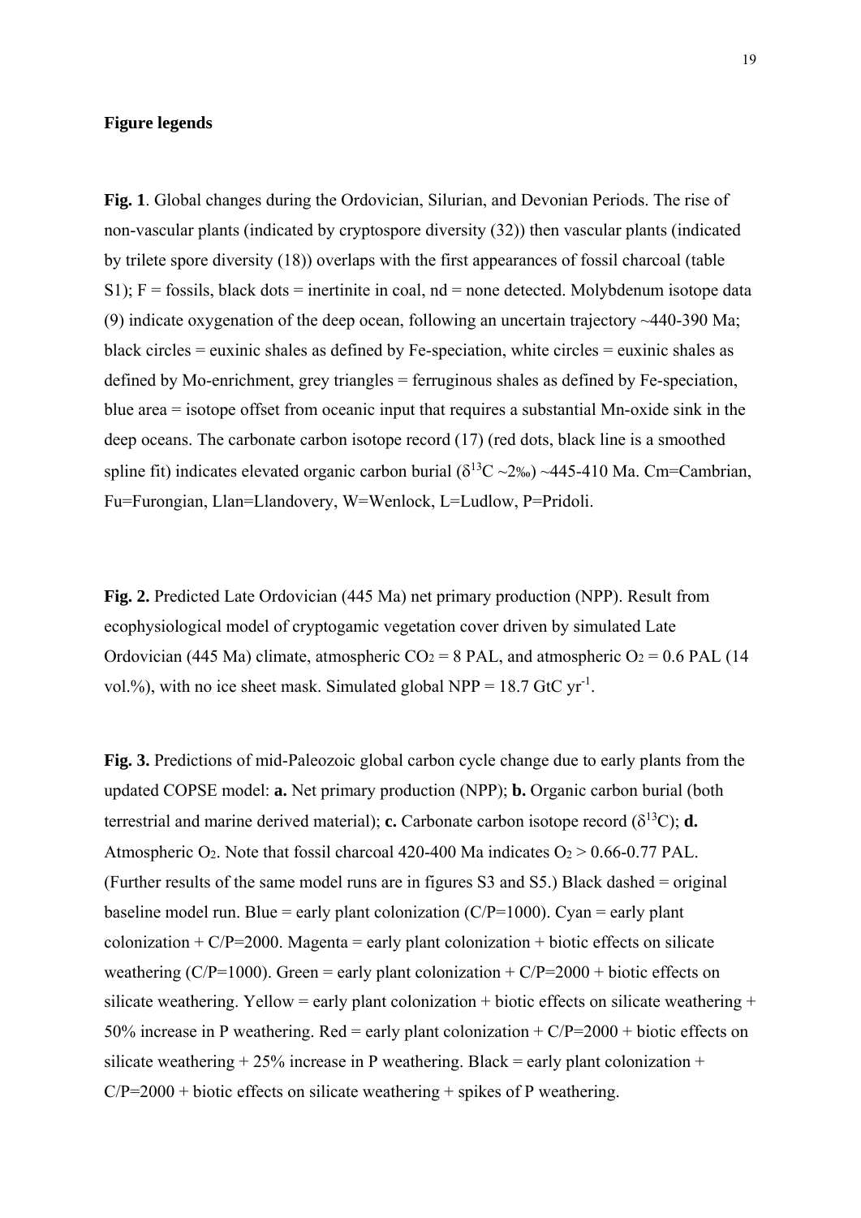**Figure legends**

**Fig. 1**. Global changes during the Ordovician, Silurian, and Devonian Periods. The rise of non-vascular plants (indicated by cryptospore diversity (32)) then vascular plants (indicated by trilete spore diversity (18)) overlaps with the first appearances of fossil charcoal (table S1); F = fossils, black dots = inertinite in coal, nd = none detected. Molybdenum isotope data (9) indicate oxygenation of the deep ocean, following an uncertain trajectory ~440-390 Ma; black circles = euxinic shales as defined by Fe-speciation, white circles = euxinic shales as defined by Mo-enrichment, grey triangles = ferruginous shales as defined by Fe-speciation, blue area = isotope offset from oceanic input that requires a substantial Mn-oxide sink in the deep oceans. The carbonate carbon isotope record (17) (red dots, black line is a smoothed spline fit) indicates elevated organic carbon burial ($\delta^{13}C$ ~2‰) ~445-410 Ma. Cm=Cambrian, Fu=Furongian, Llan=Llandovery, W=Wenlock, L=Ludlow, P=Pridoli.

**Fig. 2.** Predicted Late Ordovician (445 Ma) net primary production (NPP). Result from ecophysiological model of cryptogamic vegetation cover driven by simulated Late Ordovician (445 Ma) climate, atmospheric $CO_2$ = 8 PAL, and atmospheric $O_2$ = 0.6 PAL (14 vol.%), with no ice sheet mask. Simulated global NPP = 18.7 GtC $yr^{-1}$.

**Fig. 3.** Predictions of mid-Paleozoic global carbon cycle change due to early plants from the updated COPSE model: **a.** Net primary production (NPP); **b.** Organic carbon burial (both terrestrial and marine derived material); **c.** Carbonate carbon isotope record ($\delta^{13}C$); **d.** Atmospheric $O_2$. Note that fossil charcoal 420-400 Ma indicates $O_2$ > 0.66-0.77 PAL. (Further results of the same model runs are in figures S3 and S5.) Black dashed = original baseline model run. Blue = early plant colonization (C/P=1000). Cyan = early plant colonization + C/P=2000. Magenta = early plant colonization + biotic effects on silicate weathering (C/P=1000). Green = early plant colonization + C/P=2000 + biotic effects on silicate weathering. Yellow = early plant colonization + biotic effects on silicate weathering + 50% increase in P weathering. Red = early plant colonization + C/P=2000 + biotic effects on silicate weathering + 25% increase in P weathering. Black = early plant colonization + C/P=2000 + biotic effects on silicate weathering + spikes of P weathering.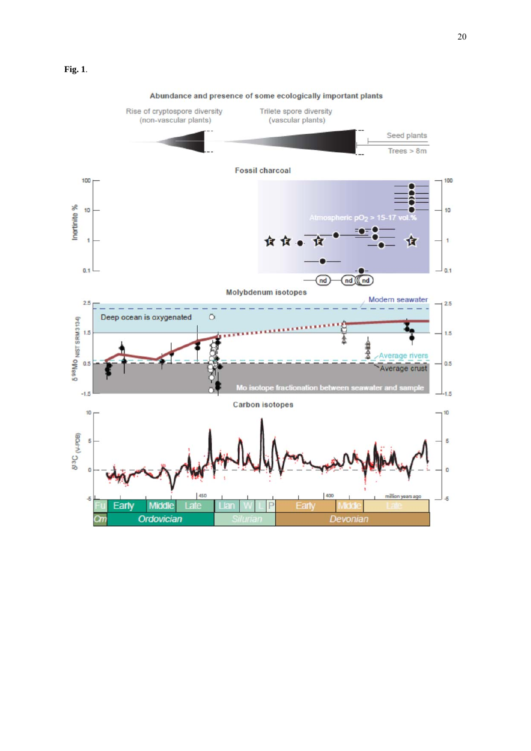**Fig. 1**.

Abundance and presence of some ecologically important plants

Rise of cryptospore diversity (non-vascular plants)

Trilete spore diversity (vascular plants)

Seed plants

Trees > 8m

Fossil charcoal

Inertinite %

Atmospheric $pO_2$ > 15-17 vol.%

Molybdenum isotopes

Modern seawater

Deep ocean is oxygenated

Average rivers

Average crust

Mo isotope fractionation between seawater and sample

$\delta^{98}Mo_{NIST\,SRM\,3134}$

Carbon isotopes

$\delta^{13}C$ (V-PDB)

million years ago

Fu Early Middle Late Llan W L P Early Middle Late

Cm Ordovician Silurian Devonian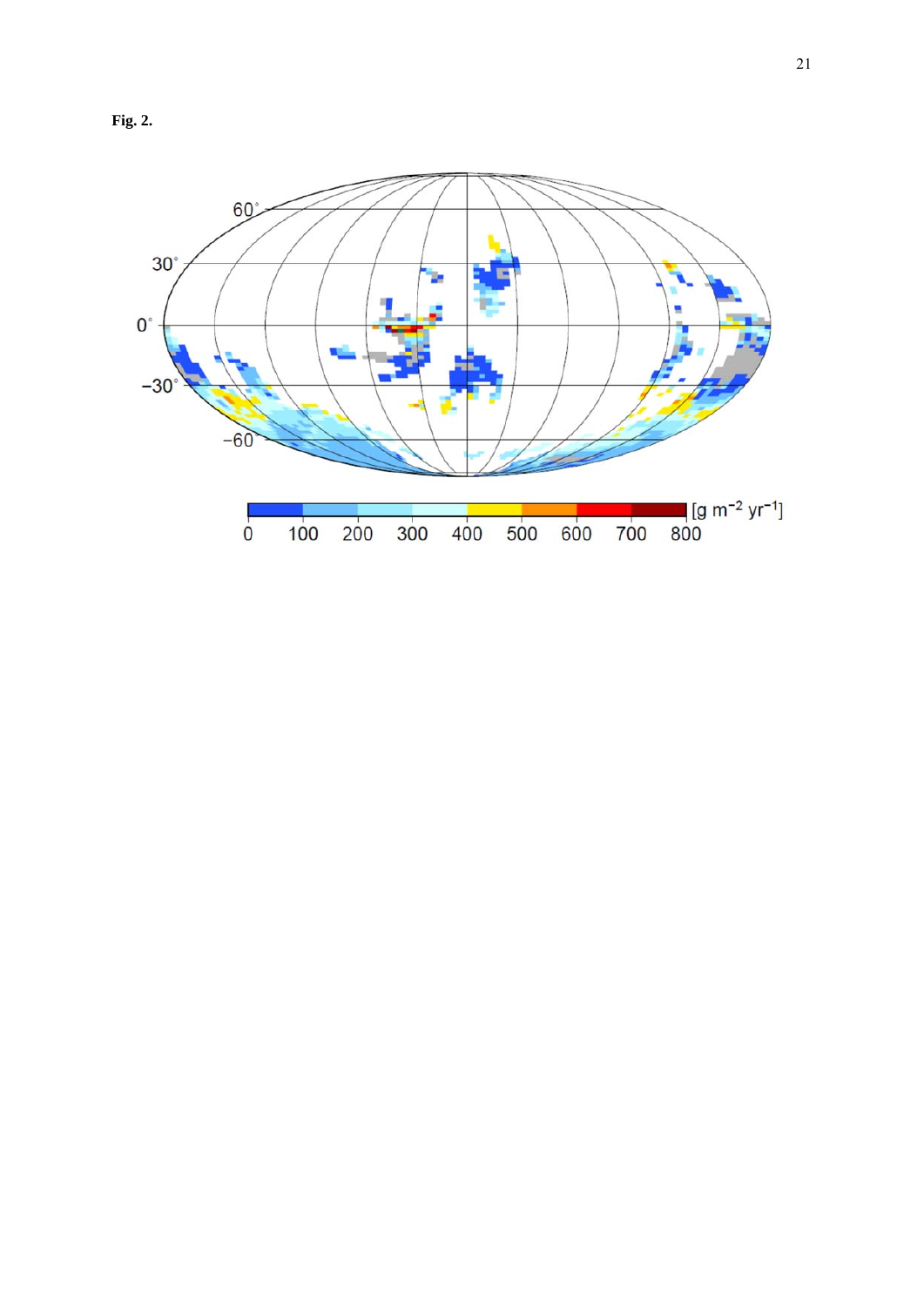**Fig. 2.**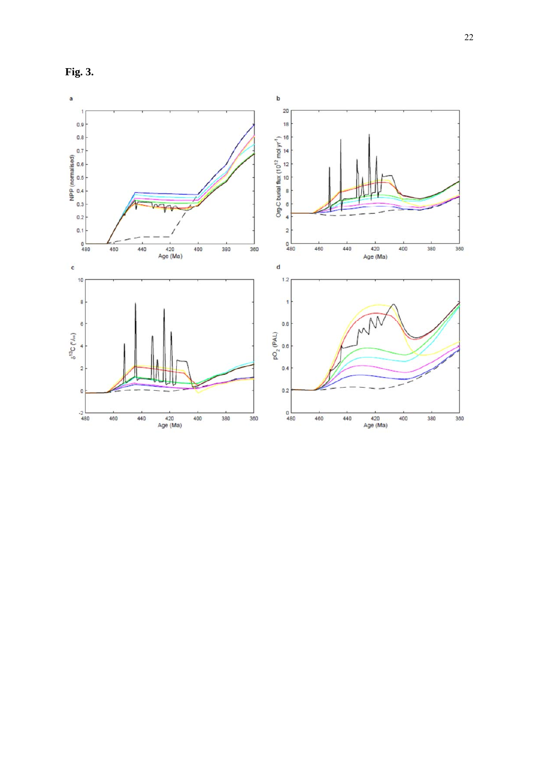**Fig. 3.**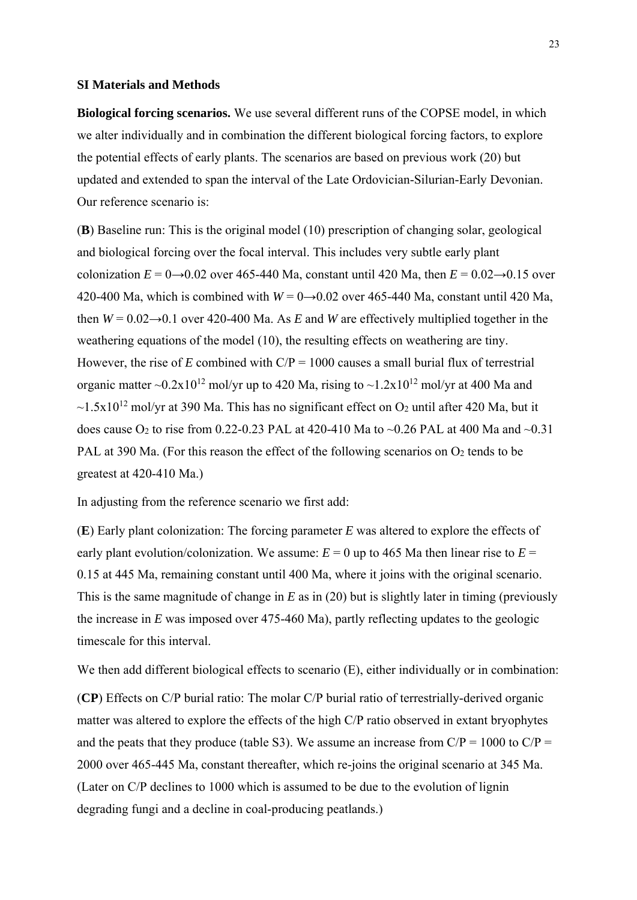**SI Materials and Methods**

**Biological forcing scenarios.** We use several different runs of the COPSE model, in which we alter individually and in combination the different biological forcing factors, to explore the potential effects of early plants. The scenarios are based on previous work (20) but updated and extended to span the interval of the Late Ordovician-Silurian-Early Devonian. Our reference scenario is:

(**B**) Baseline run: This is the original model (10) prescription of changing solar, geological and biological forcing over the focal interval. This includes very subtle early plant colonization $E = 0 \rightarrow 0.02$ over 465-440 Ma, constant until 420 Ma, then $E = 0.02 \rightarrow 0.15$ over 420-400 Ma, which is combined with $W = 0 \rightarrow 0.02$ over 465-440 Ma, constant until 420 Ma, then $W = 0.02 \rightarrow 0.1$ over 420-400 Ma. As $E$ and $W$ are effectively multiplied together in the weathering equations of the model (10), the resulting effects on weathering are tiny. However, the rise of $E$ combined with C/P = 1000 causes a small burial flux of terrestrial organic matter ~$0.2 \times 10^{12}$ mol/yr up to 420 Ma, rising to ~$1.2 \times 10^{12}$ mol/yr at 400 Ma and ~$1.5 \times 10^{12}$ mol/yr at 390 Ma. This has no significant effect on $O_2$ until after 420 Ma, but it does cause $O_2$ to rise from 0.22-0.23 PAL at 420-410 Ma to ~0.26 PAL at 400 Ma and ~0.31 PAL at 390 Ma. (For this reason the effect of the following scenarios on $O_2$ tends to be greatest at 420-410 Ma.)

In adjusting from the reference scenario we first add:

(**E**) Early plant colonization: The forcing parameter $E$ was altered to explore the effects of early plant evolution/colonization. We assume: $E = 0$ up to 465 Ma then linear rise to $E = 0.15$ at 445 Ma, remaining constant until 400 Ma, where it joins with the original scenario. This is the same magnitude of change in $E$ as in (20) but is slightly later in timing (previously the increase in $E$ was imposed over 475-460 Ma), partly reflecting updates to the geologic timescale for this interval.

We then add different biological effects to scenario (E), either individually or in combination:

(**CP**) Effects on C/P burial ratio: The molar C/P burial ratio of terrestrially-derived organic matter was altered to explore the effects of the high C/P ratio observed in extant bryophytes and the peats that they produce (table S3). We assume an increase from C/P = 1000 to C/P = 2000 over 465-445 Ma, constant thereafter, which re-joins the original scenario at 345 Ma. (Later on C/P declines to 1000 which is assumed to be due to the evolution of lignin degrading fungi and a decline in coal-producing peatlands.)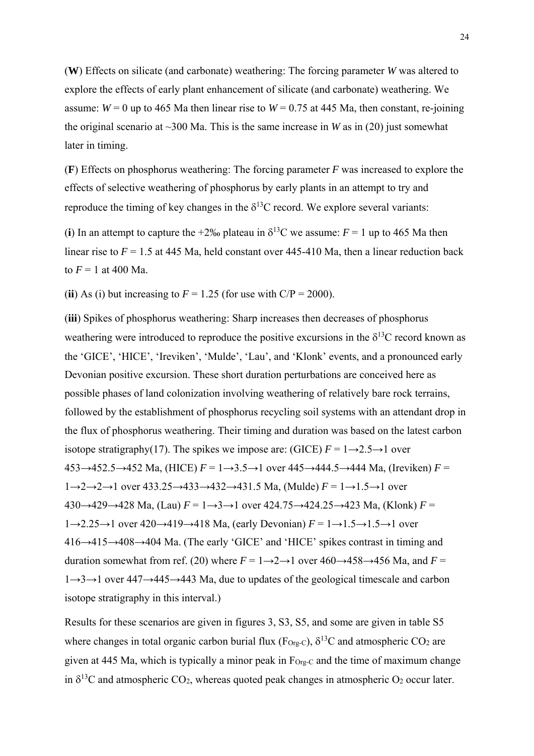(**W**) Effects on silicate (and carbonate) weathering: The forcing parameter *W* was altered to explore the effects of early plant enhancement of silicate (and carbonate) weathering. We assume: $W = 0$ up to 465 Ma then linear rise to $W = 0.75$ at 445 Ma, then constant, re-joining the original scenario at ~300 Ma. This is the same increase in *W* as in (20) just somewhat later in timing.

(**F**) Effects on phosphorus weathering: The forcing parameter *F* was increased to explore the effects of selective weathering of phosphorus by early plants in an attempt to try and reproduce the timing of key changes in the $\delta^{13}C$ record. We explore several variants:

(**i**) In an attempt to capture the +2‰ plateau in $\delta^{13}C$ we assume: $F = 1$ up to 465 Ma then linear rise to $F = 1.5$ at 445 Ma, held constant over 445-410 Ma, then a linear reduction back to $F = 1$ at 400 Ma.

(**ii**) As (i) but increasing to $F = 1.25$ (for use with C/P = 2000).

(**iii**) Spikes of phosphorus weathering: Sharp increases then decreases of phosphorus weathering were introduced to reproduce the positive excursions in the $\delta^{13}C$ record known as the 'GICE', 'HICE', 'Ireviken', 'Mulde', 'Lau', and 'Klonk' events, and a pronounced early Devonian positive excursion. These short duration perturbations are conceived here as possible phases of land colonization involving weathering of relatively bare rock terrains, followed by the establishment of phosphorus recycling soil systems with an attendant drop in the flux of phosphorus weathering. Their timing and duration was based on the latest carbon isotope stratigraphy(17). The spikes we impose are: (GICE) $F = 1 \rightarrow 2.5 \rightarrow 1$ over $453 \rightarrow 452.5 \rightarrow 452$ Ma, (HICE) $F = 1 \rightarrow 3.5 \rightarrow 1$ over $445 \rightarrow 444.5 \rightarrow 444$ Ma, (Ireviken) $F = 1 \rightarrow 2 \rightarrow 2 \rightarrow 1$ over $433.25 \rightarrow 433 \rightarrow 432 \rightarrow 431.5$ Ma, (Mulde) $F = 1 \rightarrow 1.5 \rightarrow 1$ over $430 \rightarrow 429 \rightarrow 428$ Ma, (Lau) $F = 1 \rightarrow 3 \rightarrow 1$ over $424.75 \rightarrow 424.25 \rightarrow 423$ Ma, (Klonk) $F = 1 \rightarrow 2.25 \rightarrow 1$ over $420 \rightarrow 419 \rightarrow 418$ Ma, (early Devonian) $F = 1 \rightarrow 1.5 \rightarrow 1.5 \rightarrow 1$ over $416 \rightarrow 415 \rightarrow 408 \rightarrow 404$ Ma. (The early 'GICE' and 'HICE' spikes contrast in timing and duration somewhat from ref. (20) where $F = 1 \rightarrow 2 \rightarrow 1$ over $460 \rightarrow 458 \rightarrow 456$ Ma, and $F = 1 \rightarrow 3 \rightarrow 1$ over $447 \rightarrow 445 \rightarrow 443$ Ma, due to updates of the geological timescale and carbon isotope stratigraphy in this interval.)

Results for these scenarios are given in figures 3, S3, S5, and some are given in table S5 where changes in total organic carbon burial flux ($F_{Org\text{-}C}$), $\delta^{13}C$ and atmospheric $CO_2$ are given at 445 Ma, which is typically a minor peak in $F_{Org\text{-}C}$ and the time of maximum change in $\delta^{13}C$ and atmospheric $CO_2$, whereas quoted peak changes in atmospheric $O_2$ occur later.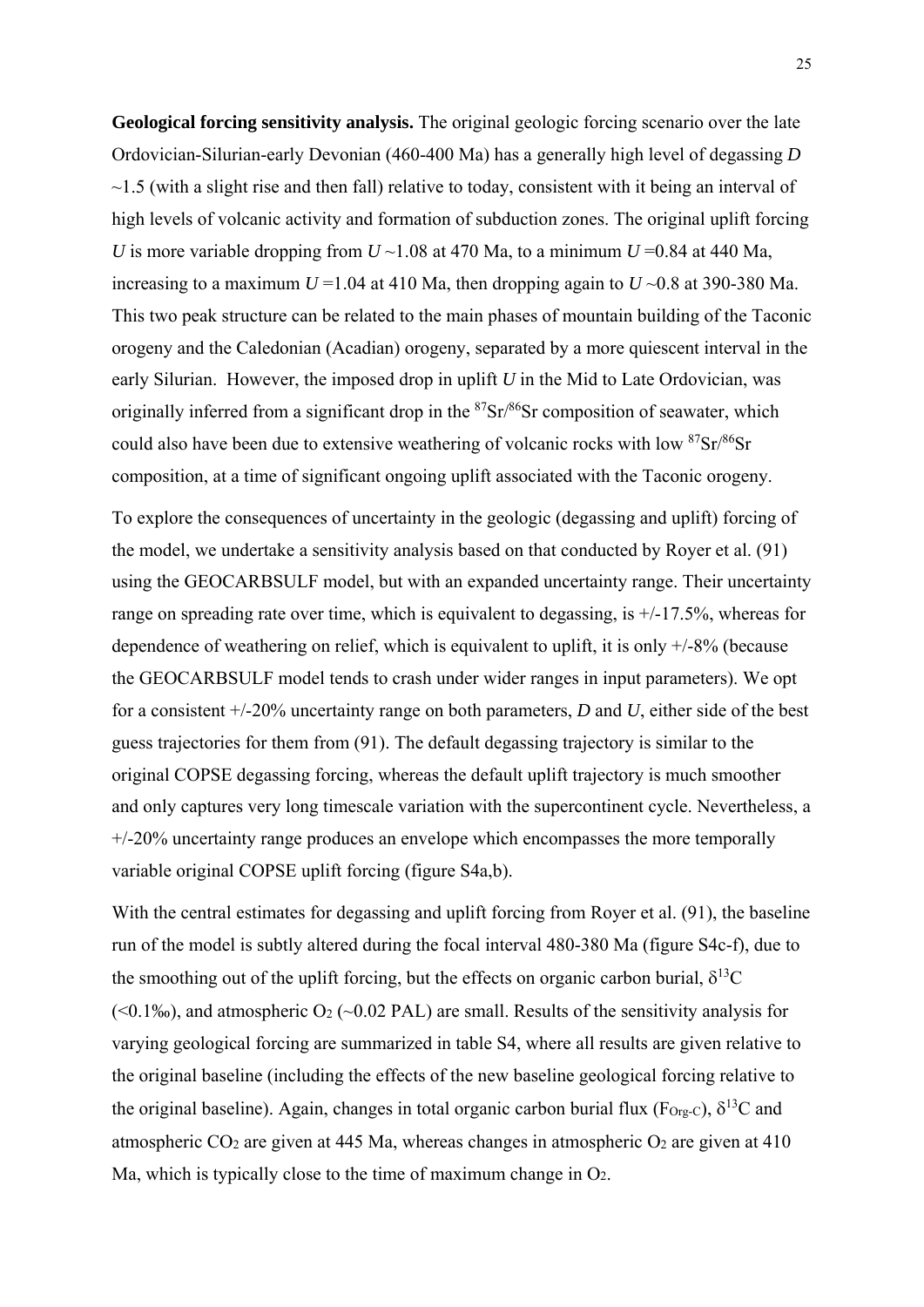**Geological forcing sensitivity analysis.** The original geologic forcing scenario over the late Ordovician-Silurian-early Devonian (460-400 Ma) has a generally high level of degassing $D$ ~1.5 (with a slight rise and then fall) relative to today, consistent with it being an interval of high levels of volcanic activity and formation of subduction zones. The original uplift forcing $U$ is more variable dropping from $U$ ~1.08 at 470 Ma, to a minimum $U$ =0.84 at 440 Ma, increasing to a maximum $U$ =1.04 at 410 Ma, then dropping again to $U$ ~0.8 at 390-380 Ma. This two peak structure can be related to the main phases of mountain building of the Taconic orogeny and the Caledonian (Acadian) orogeny, separated by a more quiescent interval in the early Silurian. However, the imposed drop in uplift $U$ in the Mid to Late Ordovician, was originally inferred from a significant drop in the $^{87}Sr/^{86}Sr$ composition of seawater, which could also have been due to extensive weathering of volcanic rocks with low $^{87}Sr/^{86}Sr$ composition, at a time of significant ongoing uplift associated with the Taconic orogeny.

To explore the consequences of uncertainty in the geologic (degassing and uplift) forcing of the model, we undertake a sensitivity analysis based on that conducted by Royer et al. (91) using the GEOCARBSULF model, but with an expanded uncertainty range. Their uncertainty range on spreading rate over time, which is equivalent to degassing, is +/-17.5%, whereas for dependence of weathering on relief, which is equivalent to uplift, it is only +/-8% (because the GEOCARBSULF model tends to crash under wider ranges in input parameters). We opt for a consistent +/-20% uncertainty range on both parameters, $D$ and $U$, either side of the best guess trajectories for them from (91). The default degassing trajectory is similar to the original COPSE degassing forcing, whereas the default uplift trajectory is much smoother and only captures very long timescale variation with the supercontinent cycle. Nevertheless, a +/-20% uncertainty range produces an envelope which encompasses the more temporally variable original COPSE uplift forcing (figure S4a,b).

With the central estimates for degassing and uplift forcing from Royer et al. (91), the baseline run of the model is subtly altered during the focal interval 480-380 Ma (figure S4c-f), due to the smoothing out of the uplift forcing, but the effects on organic carbon burial, $\delta^{13}C$ (<0.1‰), and atmospheric $O_2$ (~0.02 PAL) are small. Results of the sensitivity analysis for varying geological forcing are summarized in table S4, where all results are given relative to the original baseline (including the effects of the new baseline geological forcing relative to the original baseline). Again, changes in total organic carbon burial flux ($F_{Org\text{-}C}$), $\delta^{13}C$ and atmospheric $CO_2$ are given at 445 Ma, whereas changes in atmospheric $O_2$ are given at 410 Ma, which is typically close to the time of maximum change in $O_2$.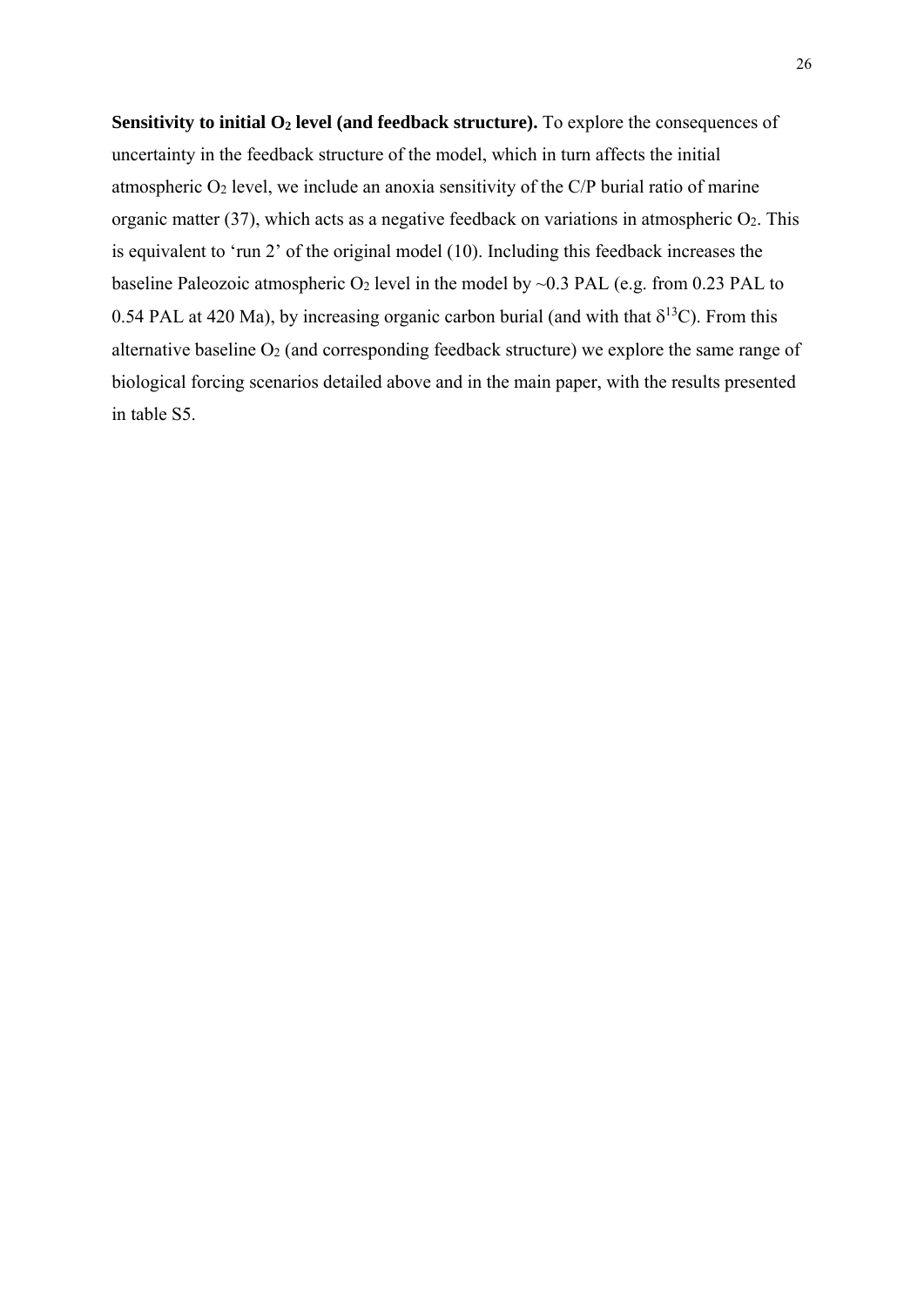**Sensitivity to initial $O_2$ level (and feedback structure).** To explore the consequences of uncertainty in the feedback structure of the model, which in turn affects the initial atmospheric $O_2$ level, we include an anoxia sensitivity of the C/P burial ratio of marine organic matter (37), which acts as a negative feedback on variations in atmospheric $O_2$. This is equivalent to 'run 2' of the original model (10). Including this feedback increases the baseline Paleozoic atmospheric $O_2$ level in the model by ~0.3 PAL (e.g. from 0.23 PAL to 0.54 PAL at 420 Ma), by increasing organic carbon burial (and with that $\delta^{13}C$). From this alternative baseline $O_2$ (and corresponding feedback structure) we explore the same range of biological forcing scenarios detailed above and in the main paper, with the results presented in table S5.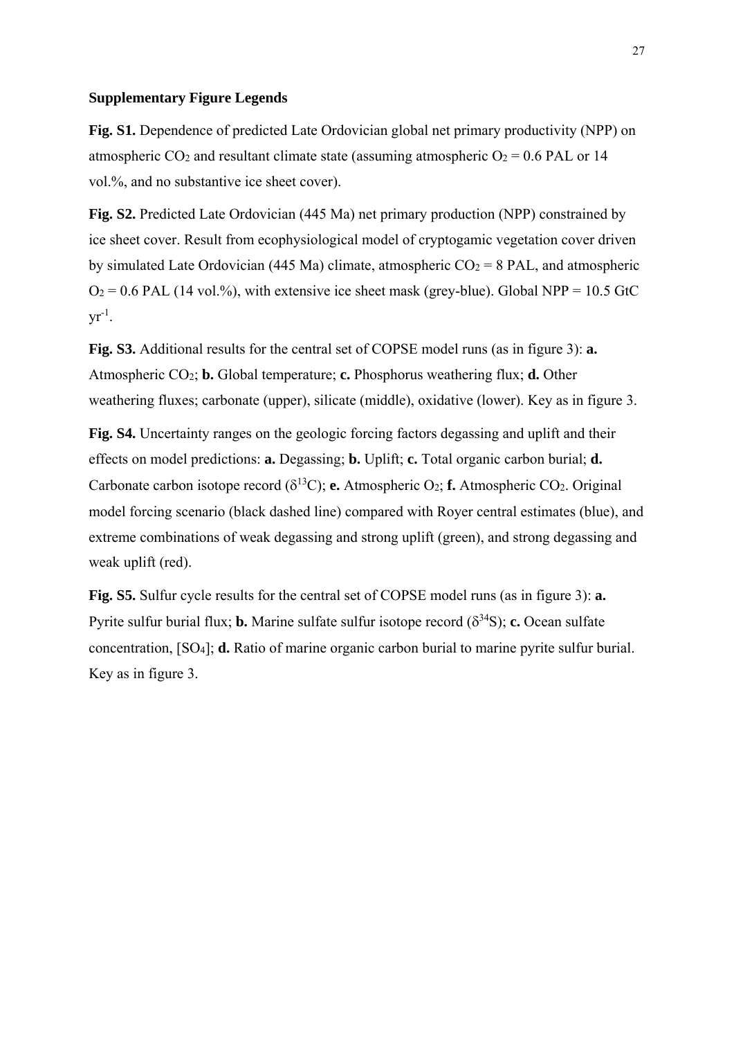**Supplementary Figure Legends**

**Fig. S1.** Dependence of predicted Late Ordovician global net primary productivity (NPP) on atmospheric $CO_2$ and resultant climate state (assuming atmospheric $O_2$ = 0.6 PAL or 14 vol.%, and no substantive ice sheet cover).

**Fig. S2.** Predicted Late Ordovician (445 Ma) net primary production (NPP) constrained by ice sheet cover. Result from ecophysiological model of cryptogamic vegetation cover driven by simulated Late Ordovician (445 Ma) climate, atmospheric $CO_2$ = 8 PAL, and atmospheric $O_2$ = 0.6 PAL (14 vol.%), with extensive ice sheet mask (grey-blue). Global NPP = 10.5 GtC $yr^{-1}$.

**Fig. S3.** Additional results for the central set of COPSE model runs (as in figure 3): **a.** Atmospheric $CO_2$; **b.** Global temperature; **c.** Phosphorus weathering flux; **d.** Other weathering fluxes; carbonate (upper), silicate (middle), oxidative (lower). Key as in figure 3.

**Fig. S4.** Uncertainty ranges on the geologic forcing factors degassing and uplift and their effects on model predictions: **a.** Degassing; **b.** Uplift; **c.** Total organic carbon burial; **d.** Carbonate carbon isotope record ($\delta^{13}C$); **e.** Atmospheric $O_2$; **f.** Atmospheric $CO_2$. Original model forcing scenario (black dashed line) compared with Royer central estimates (blue), and extreme combinations of weak degassing and strong uplift (green), and strong degassing and weak uplift (red).

**Fig. S5.** Sulfur cycle results for the central set of COPSE model runs (as in figure 3): **a.** Pyrite sulfur burial flux; **b.** Marine sulfate sulfur isotope record ($\delta^{34}S$); **c.** Ocean sulfate concentration, $[SO_4]$; **d.** Ratio of marine organic carbon burial to marine pyrite sulfur burial. Key as in figure 3.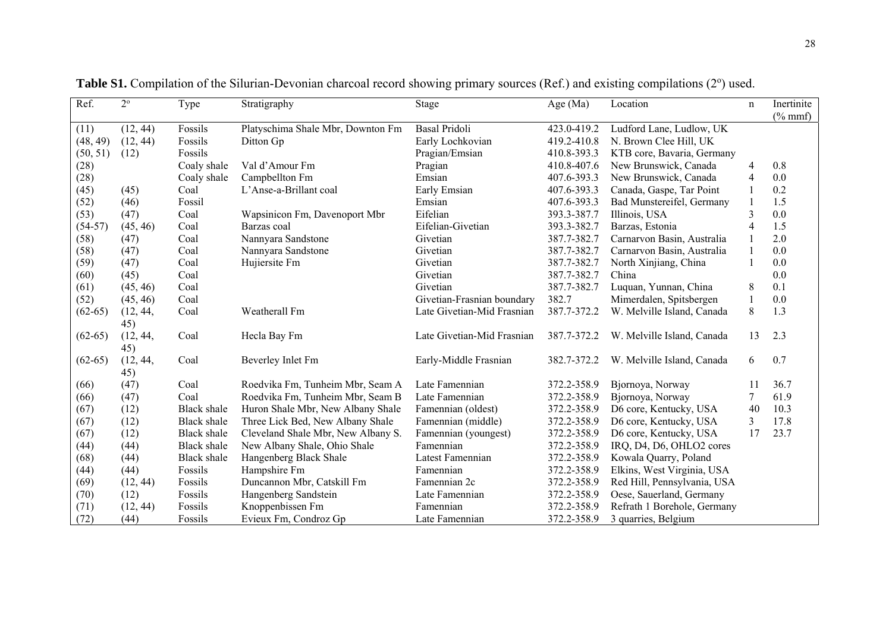**Table S1.** Compilation of the Silurian-Devonian charcoal record showing primary sources (Ref.) and existing compilations (2º) used.

| Ref. | 2º | Type | Stratigraphy | Stage | Age (Ma) | Location | n | Inertinite (% mmf) |
|---|---|---|---|---|---|---|---|---|
| (11) | (12, 44) | Fossils | Platyschima Shale Mbr, Downton Fm | Basal Pridoli | 423.0-419.2 | Ludford Lane, Ludlow, UK | | |
| (48, 49) | (12, 44) | Fossils | Ditton Gp | Early Lochkovian | 419.2-410.8 | N. Brown Clee Hill, UK | | |
| (50, 51) | (12) | Fossils | | Pragian/Emsian | 410.8-393.3 | KTB core, Bavaria, Germany | | |
| (28) | | Coaly shale | Val d'Amour Fm | Pragian | 410.8-407.6 | New Brunswick, Canada | 4 | 0.8 |
| (28) | | Coaly shale | Campbellton Fm | Emsian | 407.6-393.3 | New Brunswick, Canada | 4 | 0.0 |
| (45) | (45) | Coal | L'Anse-a-Brillant coal | Early Emsian | 407.6-393.3 | Canada, Gaspe, Tar Point | 1 | 0.2 |
| (52) | (46) | Fossil | | Emsian | 407.6-393.3 | Bad Munstereifel, Germany | 1 | 1.5 |
| (53) | (47) | Coal | Wapsinicon Fm, Davenoport Mbr | Eifelian | 393.3-387.7 | Illinois, USA | 3 | 0.0 |
| (54-57) | (45, 46) | Coal | Barzas coal | Eifelian-Givetian | 393.3-382.7 | Barzas, Estonia | 4 | 1.5 |
| (58) | (47) | Coal | Nannyara Sandstone | Givetian | 387.7-382.7 | Carnarvon Basin, Australia | 1 | 2.0 |
| (58) | (47) | Coal | Nannyara Sandstone | Givetian | 387.7-382.7 | Carnarvon Basin, Australia | 1 | 0.0 |
| (59) | (47) | Coal | Hujiersite Fm | Givetian | 387.7-382.7 | North Xinjiang, China | 1 | 0.0 |
| (60) | (45) | Coal | | Givetian | 387.7-382.7 | China | | 0.0 |
| (61) | (45, 46) | Coal | | Givetian | 387.7-382.7 | Luquan, Yunnan, China | 8 | 0.1 |
| (52) | (45, 46) | Coal | | Givetian-Frasnian boundary | 382.7 | Mimerdalen, Spitsbergen | 1 | 0.0 |
| (62-65) | (12, 44, 45) | Coal | Weatherall Fm | Late Givetian-Mid Frasnian | 387.7-372.2 | W. Melville Island, Canada | 8 | 1.3 |
| (62-65) | (12, 44, 45) | Coal | Hecla Bay Fm | Late Givetian-Mid Frasnian | 387.7-372.2 | W. Melville Island, Canada | 13 | 2.3 |
| (62-65) | (12, 44, 45) | Coal | Beverley Inlet Fm | Early-Middle Frasnian | 382.7-372.2 | W. Melville Island, Canada | 6 | 0.7 |
| (66) | (47) | Coal | Roedvika Fm, Tunheim Mbr, Seam A | Late Famennian | 372.2-358.9 | Bjornoya, Norway | 11 | 36.7 |
| (66) | (47) | Coal | Roedvika Fm, Tunheim Mbr, Seam B | Late Famennian | 372.2-358.9 | Bjornoya, Norway | 7 | 61.9 |
| (67) | (12) | Black shale | Huron Shale Mbr, New Albany Shale | Famennian (oldest) | 372.2-358.9 | D6 core, Kentucky, USA | 40 | 10.3 |
| (67) | (12) | Black shale | Three Lick Bed, New Albany Shale | Famennian (middle) | 372.2-358.9 | D6 core, Kentucky, USA | 3 | 17.8 |
| (67) | (12) | Black shale | Cleveland Shale Mbr, New Albany S. | Famennian (youngest) | 372.2-358.9 | D6 core, Kentucky, USA | 17 | 23.7 |
| (44) | (44) | Black shale | New Albany Shale, Ohio Shale | Famennian | 372.2-358.9 | IRQ, D4, D6, OHLO2 cores | | |
| (68) | (44) | Black shale | Hangenberg Black Shale | Latest Famennian | 372.2-358.9 | Kowala Quarry, Poland | | |
| (44) | (44) | Fossils | Hampshire Fm | Famennian | 372.2-358.9 | Elkins, West Virginia, USA | | |
| (69) | (12, 44) | Fossils | Duncannon Mbr, Catskill Fm | Famennian 2c | 372.2-358.9 | Red Hill, Pennsylvania, USA | | |
| (70) | (12) | Fossils | Hangenberg Sandstein | Late Famennian | 372.2-358.9 | Oese, Sauerland, Germany | | |
| (71) | (12, 44) | Fossils | Knoppenbissen Fm | Famennian | 372.2-358.9 | Refrath 1 Borehole, Germany | | |
| (72) | (44) | Fossils | Evieux Fm, Condroz Gp | Late Famennian | 372.2-358.9 | 3 quarries, Belgium | | |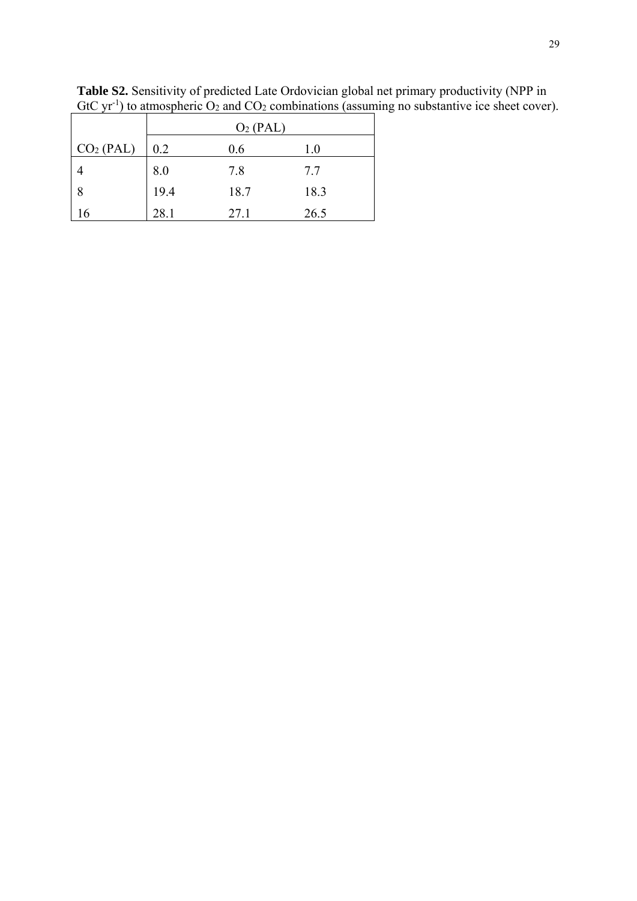**Table S2.** Sensitivity of predicted Late Ordovician global net primary productivity (NPP in GtC $yr^{-1}$) to atmospheric $O_2$ and $CO_2$ combinations (assuming no substantive ice sheet cover).

| | $O_2$ (PAL) | | |
|---|---|---|---|
| $CO_2$ (PAL) | 0.2 | 0.6 | 1.0 |
| 4 | 8.0 | 7.8 | 7.7 |
| 8 | 19.4 | 18.7 | 18.3 |
| 16 | 28.1 | 27.1 | 26.5 |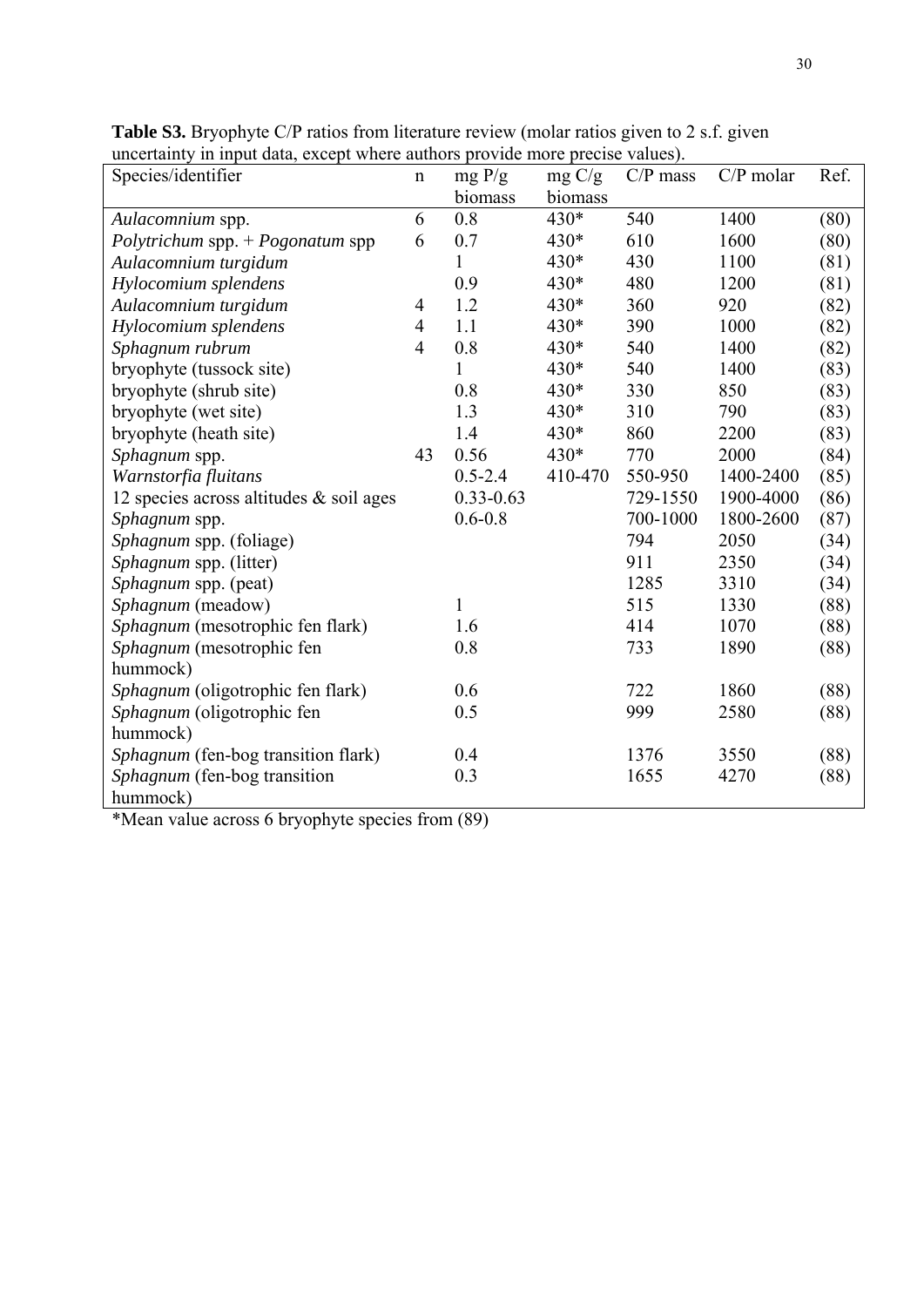**Table S3.** Bryophyte C/P ratios from literature review (molar ratios given to 2 s.f. given uncertainty in input data, except where authors provide more precise values).

| Species/identifier | n | mg P/g biomass | mg C/g biomass | C/P mass | C/P molar | Ref. |
|---|---|---|---|---|---|---|
| *Aulacomnium* spp. | 6 | 0.8 | 430* | 540 | 1400 | (80) |
| *Polytrichum* spp. + *Pogonatum* spp | 6 | 0.7 | 430* | 610 | 1600 | (80) |
| *Aulacomnium turgidum* | | 1 | 430* | 430 | 1100 | (81) |
| *Hylocomium splendens* | | 0.9 | 430* | 480 | 1200 | (81) |
| *Aulacomnium turgidum* | 4 | 1.2 | 430* | 360 | 920 | (82) |
| *Hylocomium splendens* | 4 | 1.1 | 430* | 390 | 1000 | (82) |
| *Sphagnum rubrum* | 4 | 0.8 | 430* | 540 | 1400 | (82) |
| bryophyte (tussock site) | | 1 | 430* | 540 | 1400 | (83) |
| bryophyte (shrub site) | | 0.8 | 430* | 330 | 850 | (83) |
| bryophyte (wet site) | | 1.3 | 430* | 310 | 790 | (83) |
| bryophyte (heath site) | | 1.4 | 430* | 860 | 2200 | (83) |
| *Sphagnum* spp. | 43 | 0.56 | 430* | 770 | 2000 | (84) |
| *Warnstorfia fluitans* | | 0.5-2.4 | 410-470 | 550-950 | 1400-2400 | (85) |
| 12 species across altitudes & soil ages | | 0.33-0.63 | | 729-1550 | 1900-4000 | (86) |
| *Sphagnum* spp. | | 0.6-0.8 | | 700-1000 | 1800-2600 | (87) |
| *Sphagnum* spp. (foliage) | | | | 794 | 2050 | (34) |
| *Sphagnum* spp. (litter) | | | | 911 | 2350 | (34) |
| *Sphagnum* spp. (peat) | | | | 1285 | 3310 | (34) |
| *Sphagnum* (meadow) | | 1 | | 515 | 1330 | (88) |
| *Sphagnum* (mesotrophic fen flark) | | 1.6 | | 414 | 1070 | (88) |
| *Sphagnum* (mesotrophic fen hummock) | | 0.8 | | 733 | 1890 | (88) |
| *Sphagnum* (oligotrophic fen flark) | | 0.6 | | 722 | 1860 | (88) |
| *Sphagnum* (oligotrophic fen hummock) | | 0.5 | | 999 | 2580 | (88) |
| *Sphagnum* (fen-bog transition flark) | | 0.4 | | 1376 | 3550 | (88) |
| *Sphagnum* (fen-bog transition hummock) | | 0.3 | | 1655 | 4270 | (88) |

*Mean value across 6 bryophyte species from (89)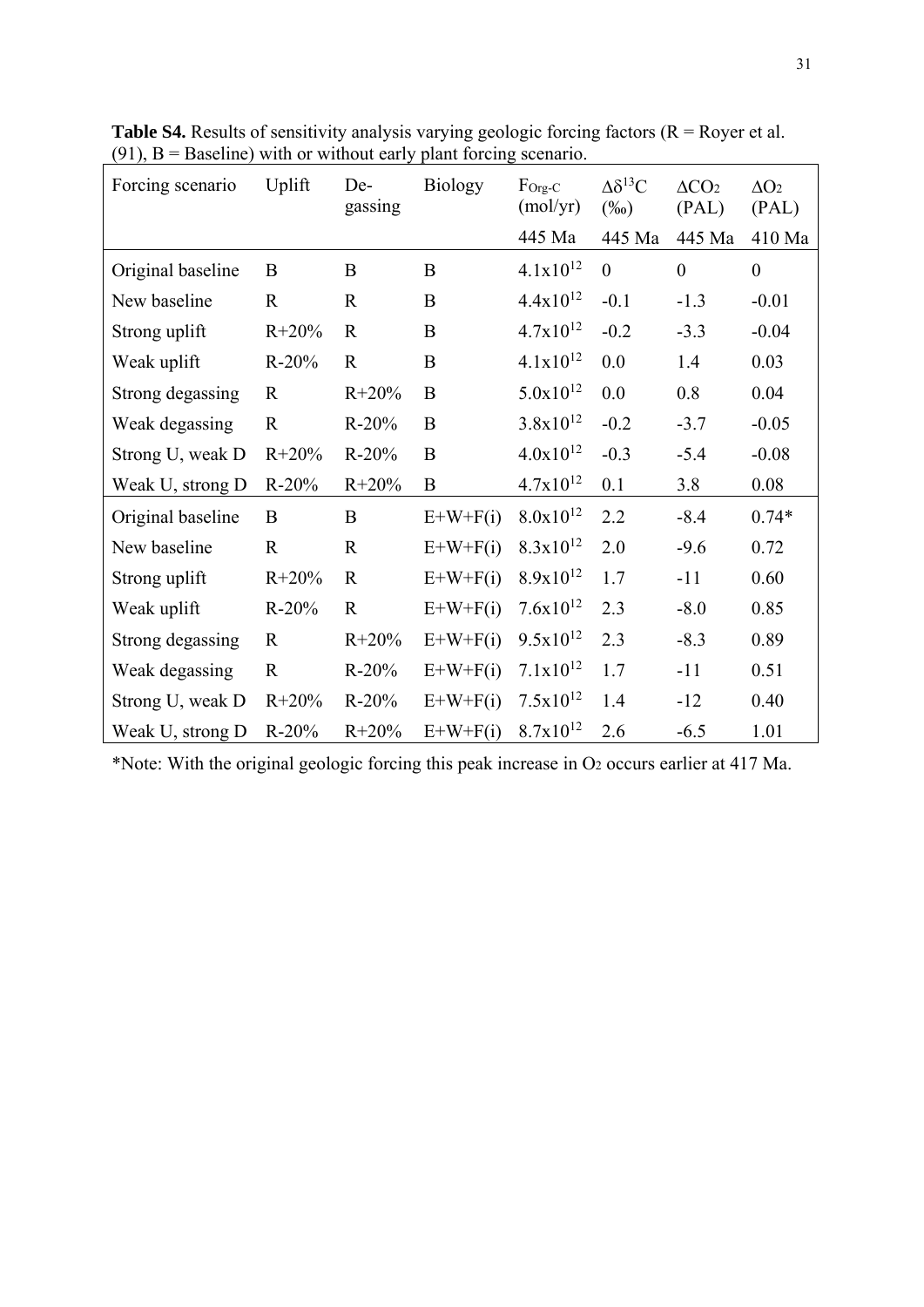**Table S4.** Results of sensitivity analysis varying geologic forcing factors (R = Royer et al. (91), B = Baseline) with or without early plant forcing scenario.

| Forcing scenario | Uplift | De-gassing | Biology | $F_{Org\text{-}C}$ (mol/yr) | $\Delta\delta^{13}C$ (‰) | $\Delta CO_2$ (PAL) | $\Delta O_2$ (PAL) |
|---|---|---|---|---|---|---|---|
| | | | | 445 Ma | 445 Ma | 445 Ma | 410 Ma |
| Original baseline | B | B | B | $4.1x10^{12}$ | 0 | 0 | 0 |
| New baseline | R | R | B | $4.4x10^{12}$ | -0.1 | -1.3 | -0.01 |
| Strong uplift | R+20% | R | B | $4.7x10^{12}$ | -0.2 | -3.3 | -0.04 |
| Weak uplift | R-20% | R | B | $4.1x10^{12}$ | 0.0 | 1.4 | 0.03 |
| Strong degassing | R | R+20% | B | $5.0x10^{12}$ | 0.0 | 0.8 | 0.04 |
| Weak degassing | R | R-20% | B | $3.8x10^{12}$ | -0.2 | -3.7 | -0.05 |
| Strong U, weak D | R+20% | R-20% | B | $4.0x10^{12}$ | -0.3 | -5.4 | -0.08 |
| Weak U, strong D | R-20% | R+20% | B | $4.7x10^{12}$ | 0.1 | 3.8 | 0.08 |
| Original baseline | B | B | E+W+F(i) | $8.0x10^{12}$ | 2.2 | -8.4 | 0.74* |
| New baseline | R | R | E+W+F(i) | $8.3x10^{12}$ | 2.0 | -9.6 | 0.72 |
| Strong uplift | R+20% | R | E+W+F(i) | $8.9x10^{12}$ | 1.7 | -11 | 0.60 |
| Weak uplift | R-20% | R | E+W+F(i) | $7.6x10^{12}$ | 2.3 | -8.0 | 0.85 |
| Strong degassing | R | R+20% | E+W+F(i) | $9.5x10^{12}$ | 2.3 | -8.3 | 0.89 |
| Weak degassing | R | R-20% | E+W+F(i) | $7.1x10^{12}$ | 1.7 | -11 | 0.51 |
| Strong U, weak D | R+20% | R-20% | E+W+F(i) | $7.5x10^{12}$ | 1.4 | -12 | 0.40 |
| Weak U, strong D | R-20% | R+20% | E+W+F(i) | $8.7x10^{12}$ | 2.6 | -6.5 | 1.01 |

*Note: With the original geologic forcing this peak increase in $O_2$ occurs earlier at 417 Ma.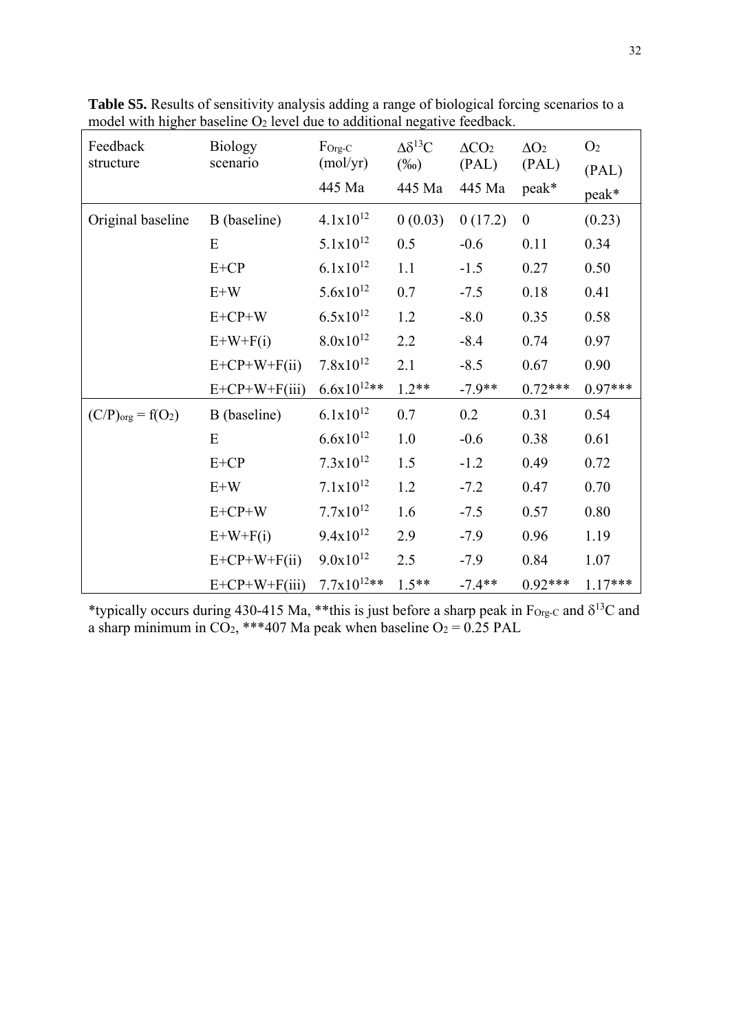**Table S5.** Results of sensitivity analysis adding a range of biological forcing scenarios to a model with higher baseline $O_2$ level due to additional negative feedback.

| Feedback structure | Biology scenario | $F_{Org\text{-}C}$ (mol/yr) 445 Ma | $\Delta\delta^{13}C$ (‰) 445 Ma | $\Delta CO_2$ (PAL) 445 Ma | $\Delta O_2$ (PAL) peak* | $O_2$ (PAL) peak* |
|---|---|---|---|---|---|---|
| Original baseline | B (baseline) | $4.1 \times 10^{12}$ | 0 (0.03) | 0 (17.2) | 0 | (0.23) |
| | E | $5.1 \times 10^{12}$ | 0.5 | -0.6 | 0.11 | 0.34 |
| | E+CP | $6.1 \times 10^{12}$ | 1.1 | -1.5 | 0.27 | 0.50 |
| | E+W | $5.6 \times 10^{12}$ | 0.7 | -7.5 | 0.18 | 0.41 |
| | E+CP+W | $6.5 \times 10^{12}$ | 1.2 | -8.0 | 0.35 | 0.58 |
| | E+W+F(i) | $8.0 \times 10^{12}$ | 2.2 | -8.4 | 0.74 | 0.97 |
| | E+CP+W+F(ii) | $7.8 \times 10^{12}$ | 2.1 | -8.5 | 0.67 | 0.90 |
| | E+CP+W+F(iii) | $6.6 \times 10^{12}$** | 1.2** | -7.9** | 0.72*** | 0.97*** |
| $(C/P)_{org} = f(O_2)$ | B (baseline) | $6.1 \times 10^{12}$ | 0.7 | 0.2 | 0.31 | 0.54 |
| | E | $6.6 \times 10^{12}$ | 1.0 | -0.6 | 0.38 | 0.61 |
| | E+CP | $7.3 \times 10^{12}$ | 1.5 | -1.2 | 0.49 | 0.72 |
| | E+W | $7.1 \times 10^{12}$ | 1.2 | -7.2 | 0.47 | 0.70 |
| | E+CP+W | $7.7 \times 10^{12}$ | 1.6 | -7.5 | 0.57 | 0.80 |
| | E+W+F(i) | $9.4 \times 10^{12}$ | 2.9 | -7.9 | 0.96 | 1.19 |
| | E+CP+W+F(ii) | $9.0 \times 10^{12}$ | 2.5 | -7.9 | 0.84 | 1.07 |
| | E+CP+W+F(iii) | $7.7 \times 10^{12}$** | 1.5** | -7.4** | 0.92*** | 1.17*** |

*typically occurs during 430-415 Ma, **this is just before a sharp peak in $F_{Org\text{-}C}$ and $\delta^{13}C$ and a sharp minimum in $CO_2$, ***407 Ma peak when baseline $O_2$ = 0.25 PAL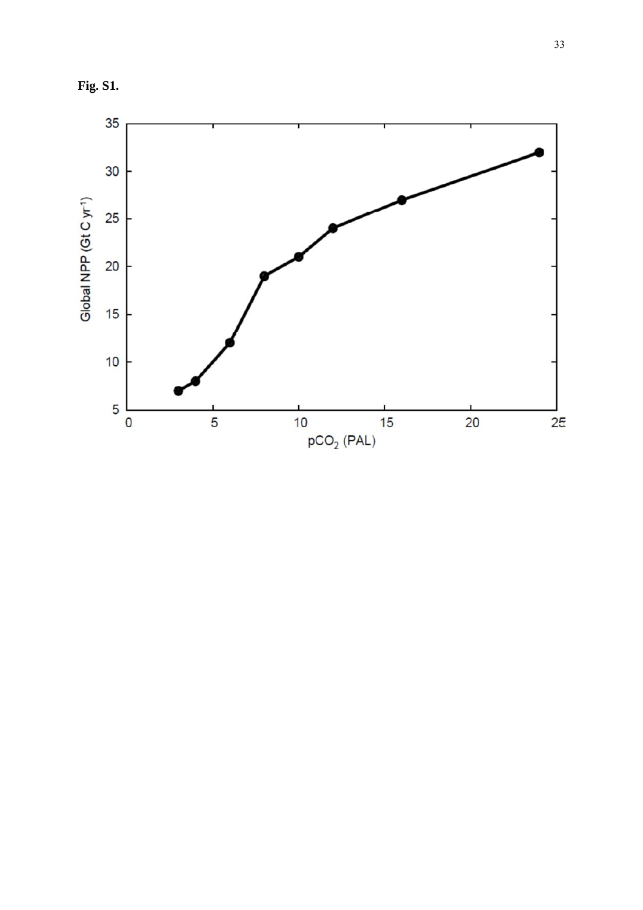**Fig. S1.**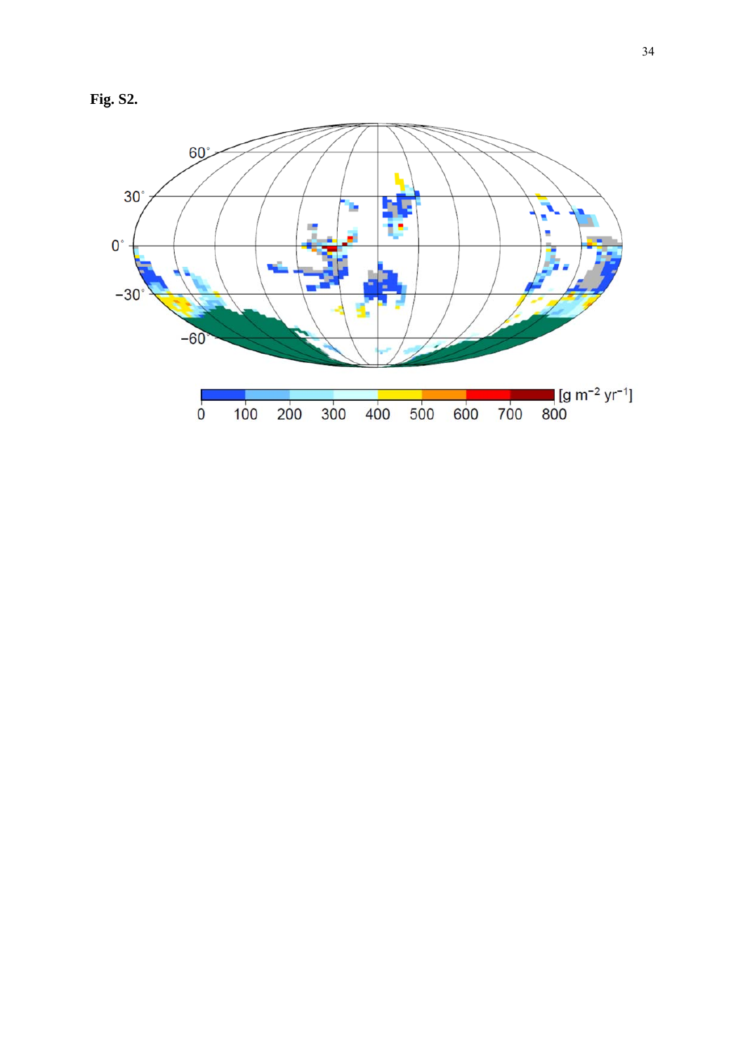**Fig. S2.**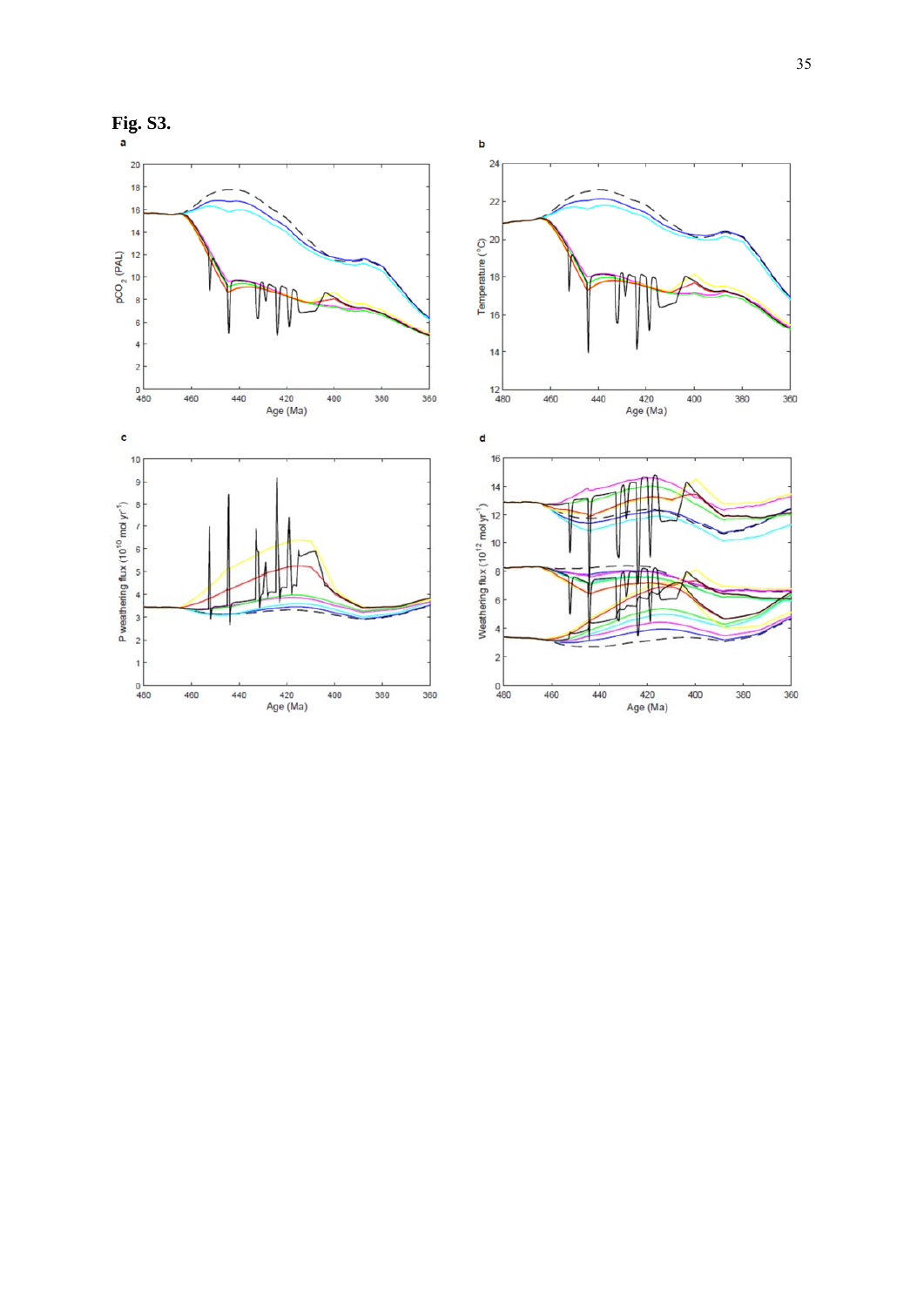**Fig. S3.**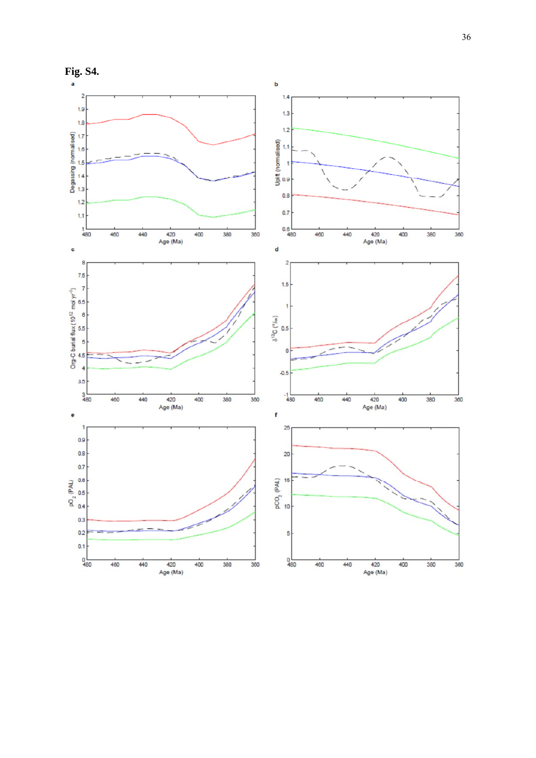**Fig. S4.**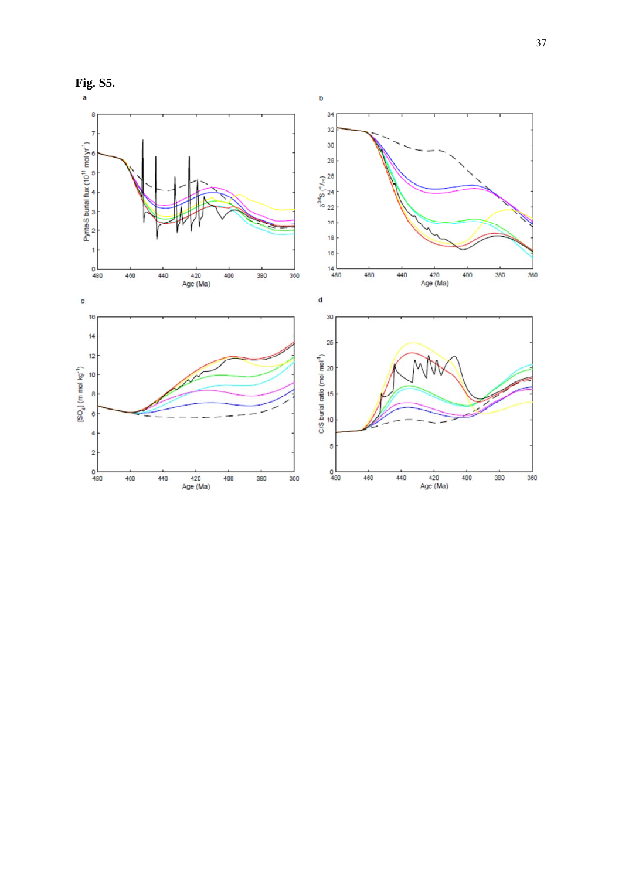**Fig. S5.**

a

Pyrite-S burial flux ($10^{11}$ mol yr$^{-1}$)

0 1 2 3 4 5 6 7 8

480 460 440 420 400 380 360

Age (Ma)

b

$\delta^{34}S$ (‰)

14 16 18 20 22 24 26 28 30 32 34

480 460 440 420 400 380 360

Age (Ma)

c

$[SO_4]$ (m mol kg$^{-1}$)

0 2 4 6 8 10 12 14 16

480 460 440 420 400 380 360

Age (Ma)

d

C/S burial ratio (mol mol$^{-1}$)

0 5 10 15 20 25 30

480 460 440 420 400 380 360

Age (Ma)